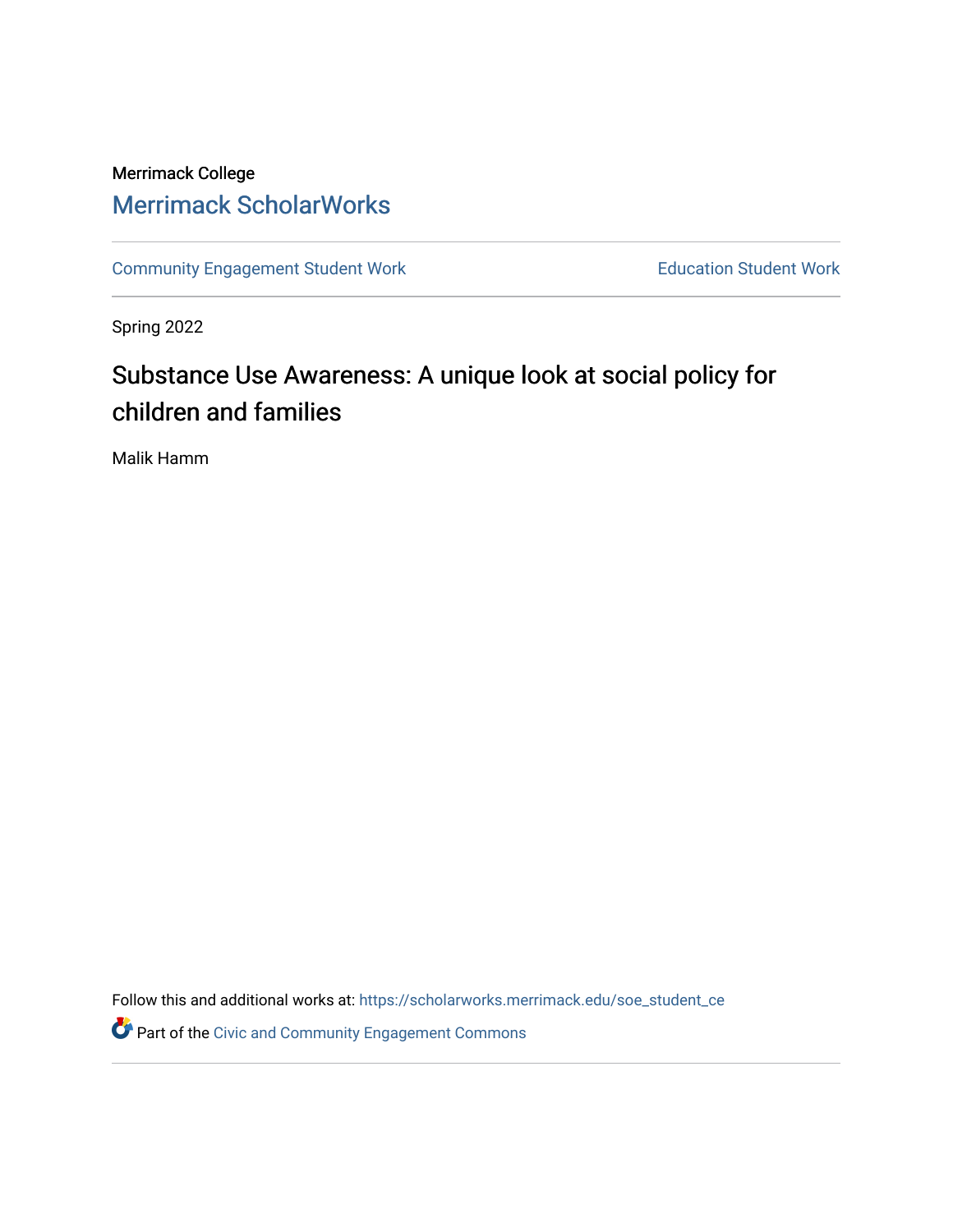Merrimack College

Merrimack ScholarWorks

Community Engagement Student Work

Education Student Work

Spring 2022

# Substance Use Awareness: A unique look at social policy for children and families

Malik Hamm

Follow this and additional works at: https://scholarworks.merrimack.edu/soe_student_ce

Part of the Civic and Community Engagement Commons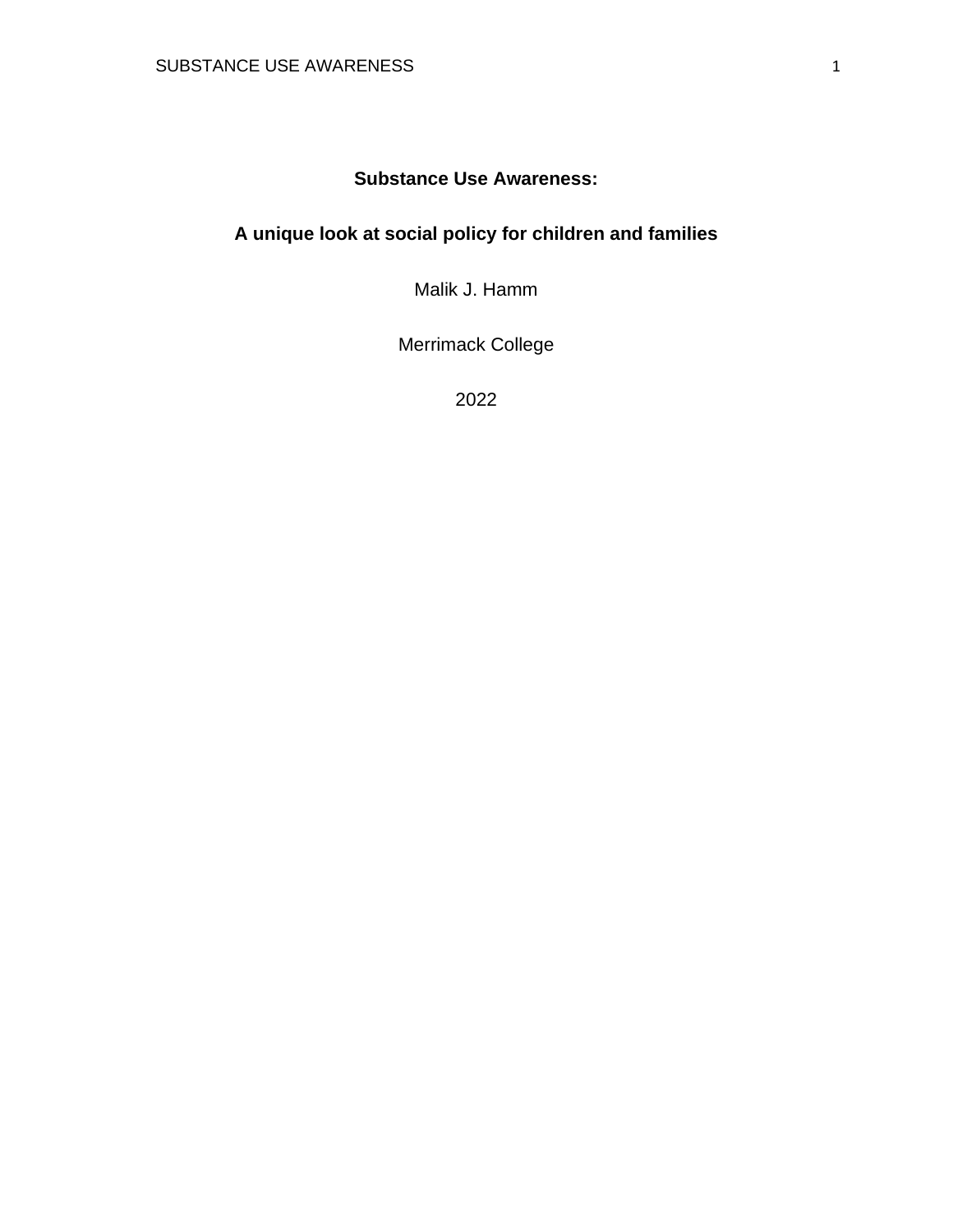# Substance Use Awareness:

## A unique look at social policy for children and families

Malik J. Hamm

Merrimack College

2022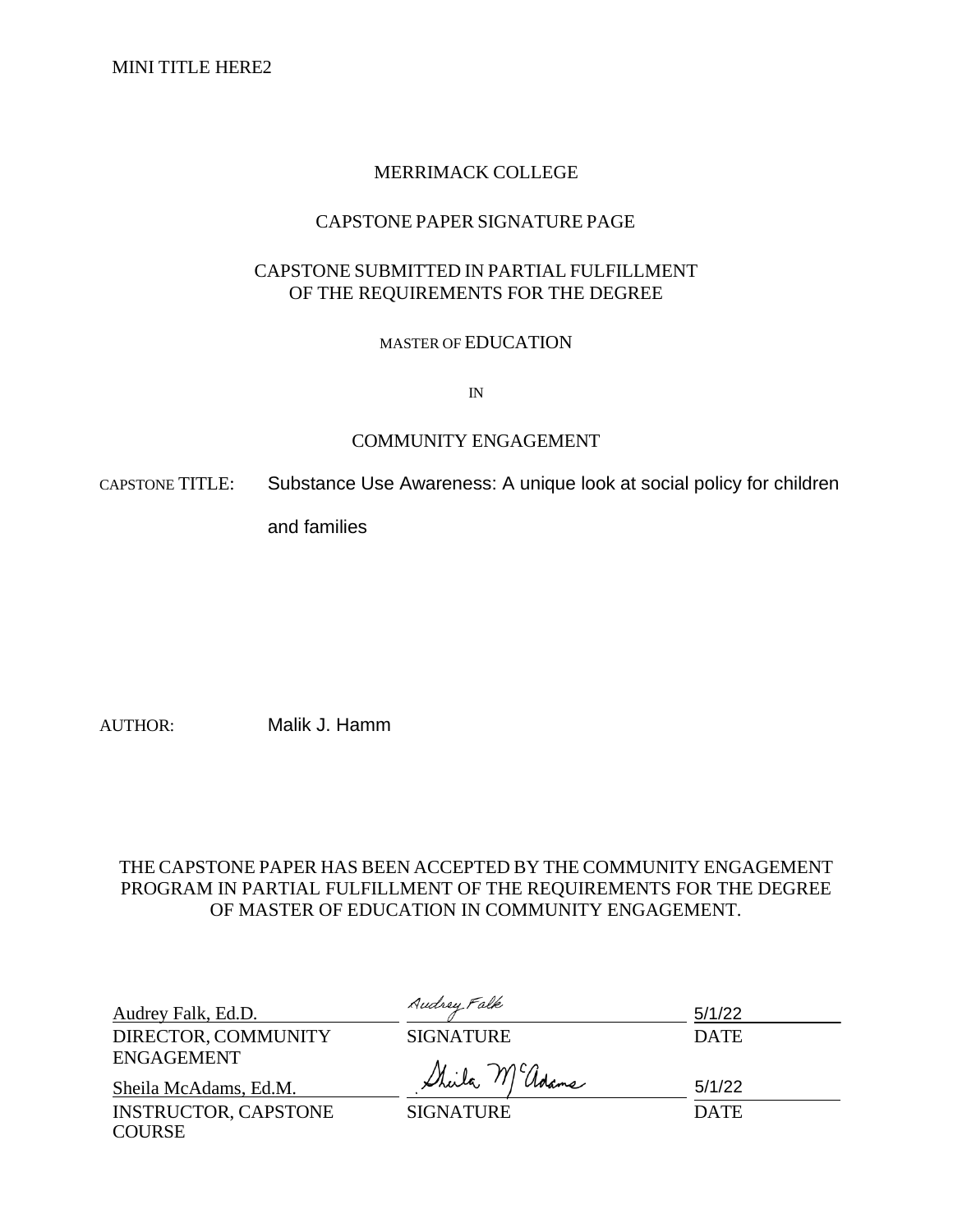MERRIMACK COLLEGE

CAPSTONE PAPER SIGNATURE PAGE

CAPSTONE SUBMITTED IN PARTIAL FULFILLMENT
OF THE REQUIREMENTS FOR THE DEGREE

MASTER OF EDUCATION

IN

COMMUNITY ENGAGEMENT

CAPSTONE TITLE: Substance Use Awareness: A unique look at social policy for children and families

AUTHOR: Malik J. Hamm

THE CAPSTONE PAPER HAS BEEN ACCEPTED BY THE COMMUNITY ENGAGEMENT PROGRAM IN PARTIAL FULFILLMENT OF THE REQUIREMENTS FOR THE DEGREE OF MASTER OF EDUCATION IN COMMUNITY ENGAGEMENT.

| | | |
|---|---|---|
| Audrey Falk, Ed.D. | Audrey Falk | 5/1/22 |
| DIRECTOR, COMMUNITY ENGAGEMENT | SIGNATURE | DATE |
| Sheila McAdams, Ed.M. | Sheila McAdams | 5/1/22 |
| INSTRUCTOR, CAPSTONE COURSE | SIGNATURE | DATE |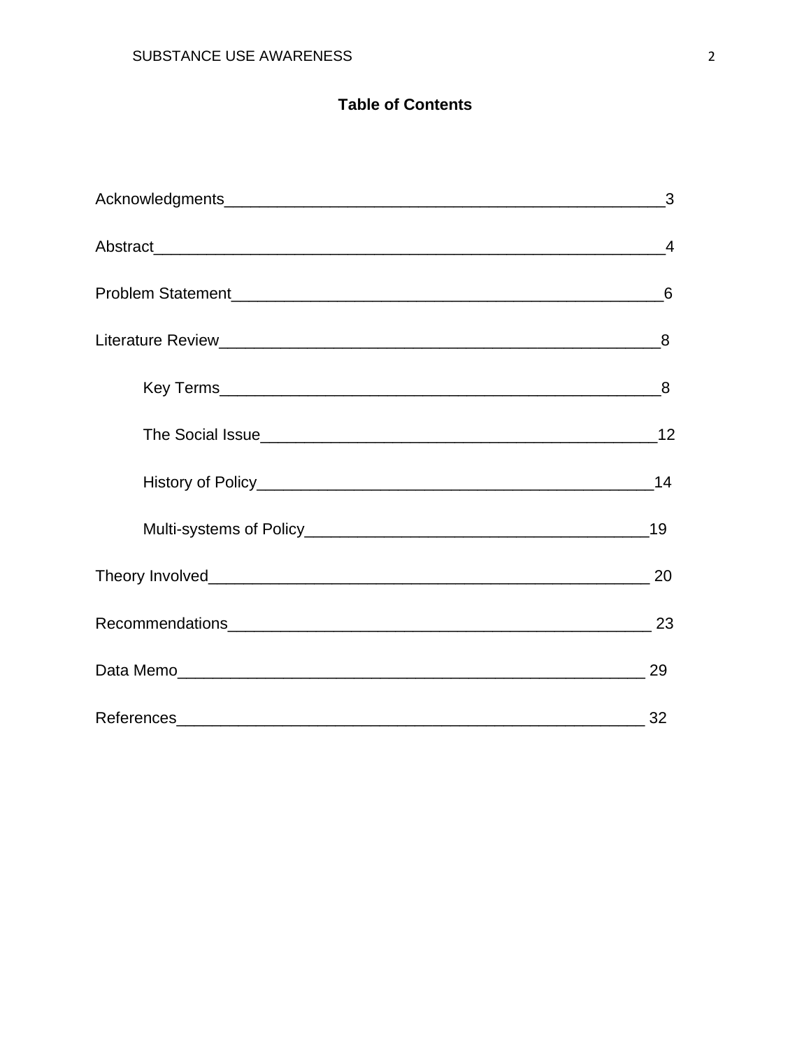# Table of Contents

Acknowledgments_____________________________________________________3

Abstract___________________________________________________________4

Problem Statement___________________________________________________6

Literature Review____________________________________________________8

Key Terms_________________________________________________8

The Social Issue____________________________________________12

History of Policy____________________________________________14

Multi-systems of Policy_______________________________________19

Theory Involved____________________________________________________ 20

Recommendations___________________________________________________ 23

Data Memo_________________________________________________________ 29

References_________________________________________________________ 32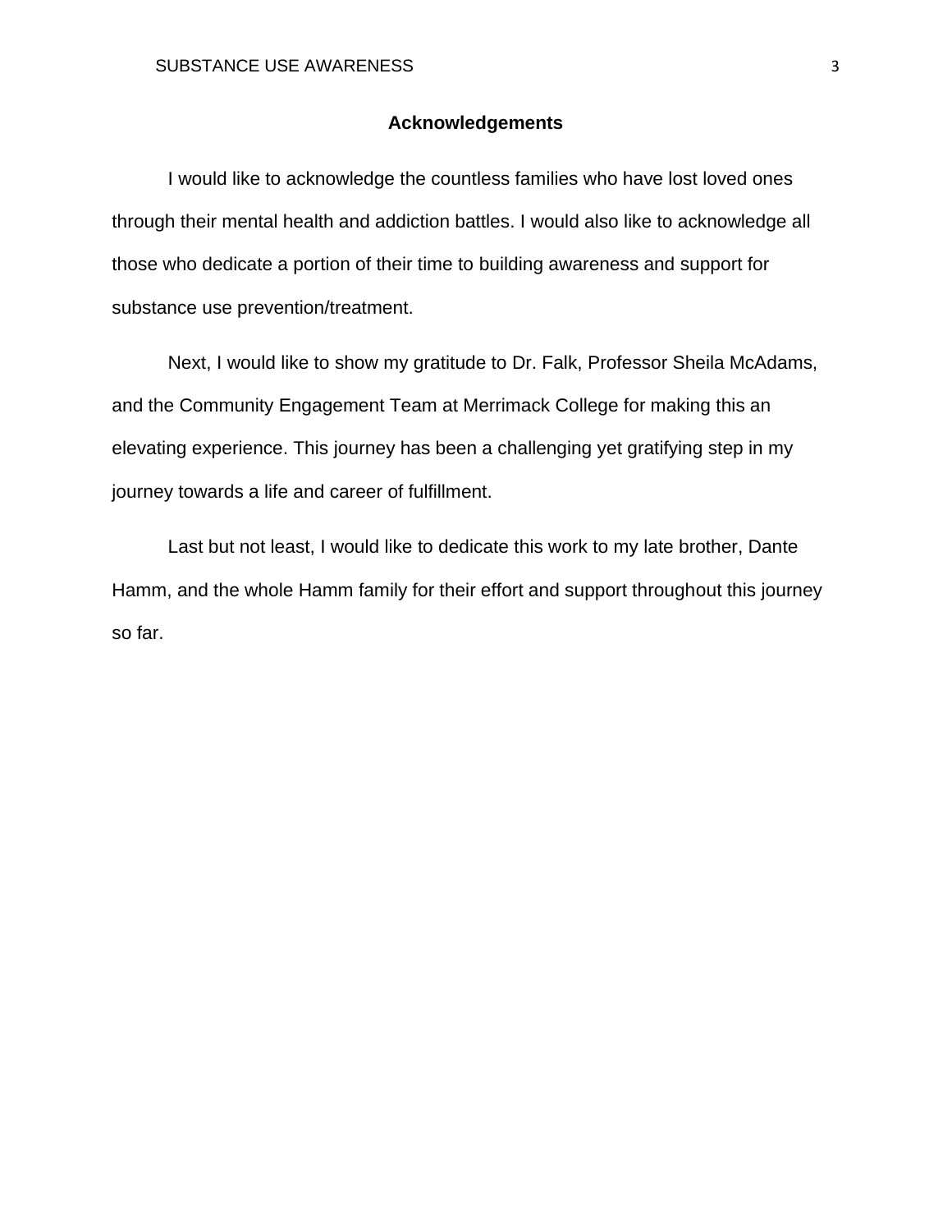## Acknowledgements

I would like to acknowledge the countless families who have lost loved ones through their mental health and addiction battles. I would also like to acknowledge all those who dedicate a portion of their time to building awareness and support for substance use prevention/treatment.

Next, I would like to show my gratitude to Dr. Falk, Professor Sheila McAdams, and the Community Engagement Team at Merrimack College for making this an elevating experience. This journey has been a challenging yet gratifying step in my journey towards a life and career of fulfillment.

Last but not least, I would like to dedicate this work to my late brother, Dante Hamm, and the whole Hamm family for their effort and support throughout this journey so far.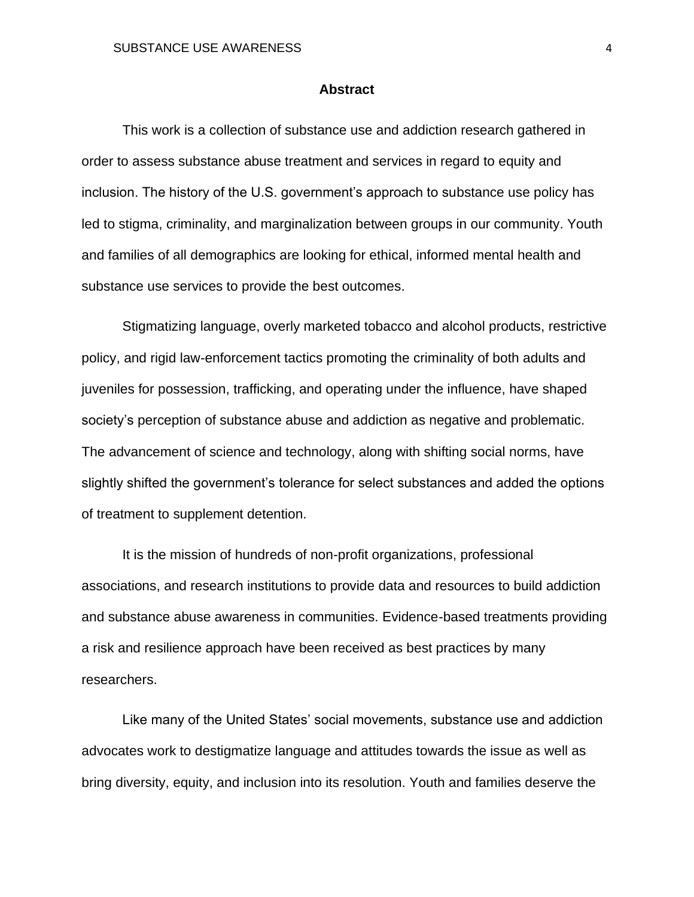## Abstract

This work is a collection of substance use and addiction research gathered in order to assess substance abuse treatment and services in regard to equity and inclusion. The history of the U.S. government's approach to substance use policy has led to stigma, criminality, and marginalization between groups in our community. Youth and families of all demographics are looking for ethical, informed mental health and substance use services to provide the best outcomes.

Stigmatizing language, overly marketed tobacco and alcohol products, restrictive policy, and rigid law-enforcement tactics promoting the criminality of both adults and juveniles for possession, trafficking, and operating under the influence, have shaped society's perception of substance abuse and addiction as negative and problematic. The advancement of science and technology, along with shifting social norms, have slightly shifted the government's tolerance for select substances and added the options of treatment to supplement detention.

It is the mission of hundreds of non-profit organizations, professional associations, and research institutions to provide data and resources to build addiction and substance abuse awareness in communities. Evidence-based treatments providing a risk and resilience approach have been received as best practices by many researchers.

Like many of the United States' social movements, substance use and addiction advocates work to destigmatize language and attitudes towards the issue as well as bring diversity, equity, and inclusion into its resolution. Youth and families deserve the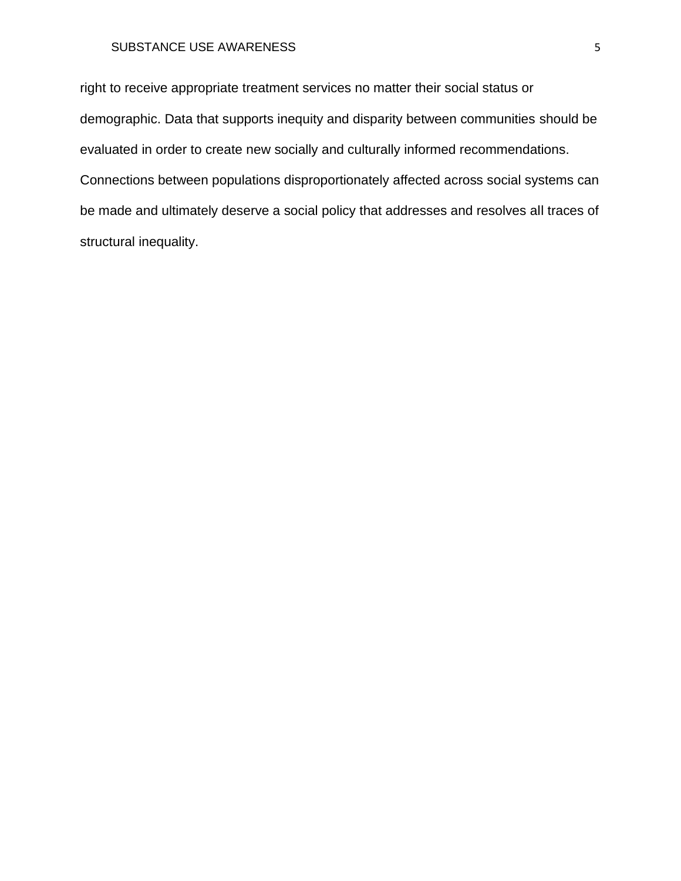right to receive appropriate treatment services no matter their social status or demographic. Data that supports inequity and disparity between communities should be evaluated in order to create new socially and culturally informed recommendations. Connections between populations disproportionately affected across social systems can be made and ultimately deserve a social policy that addresses and resolves all traces of structural inequality.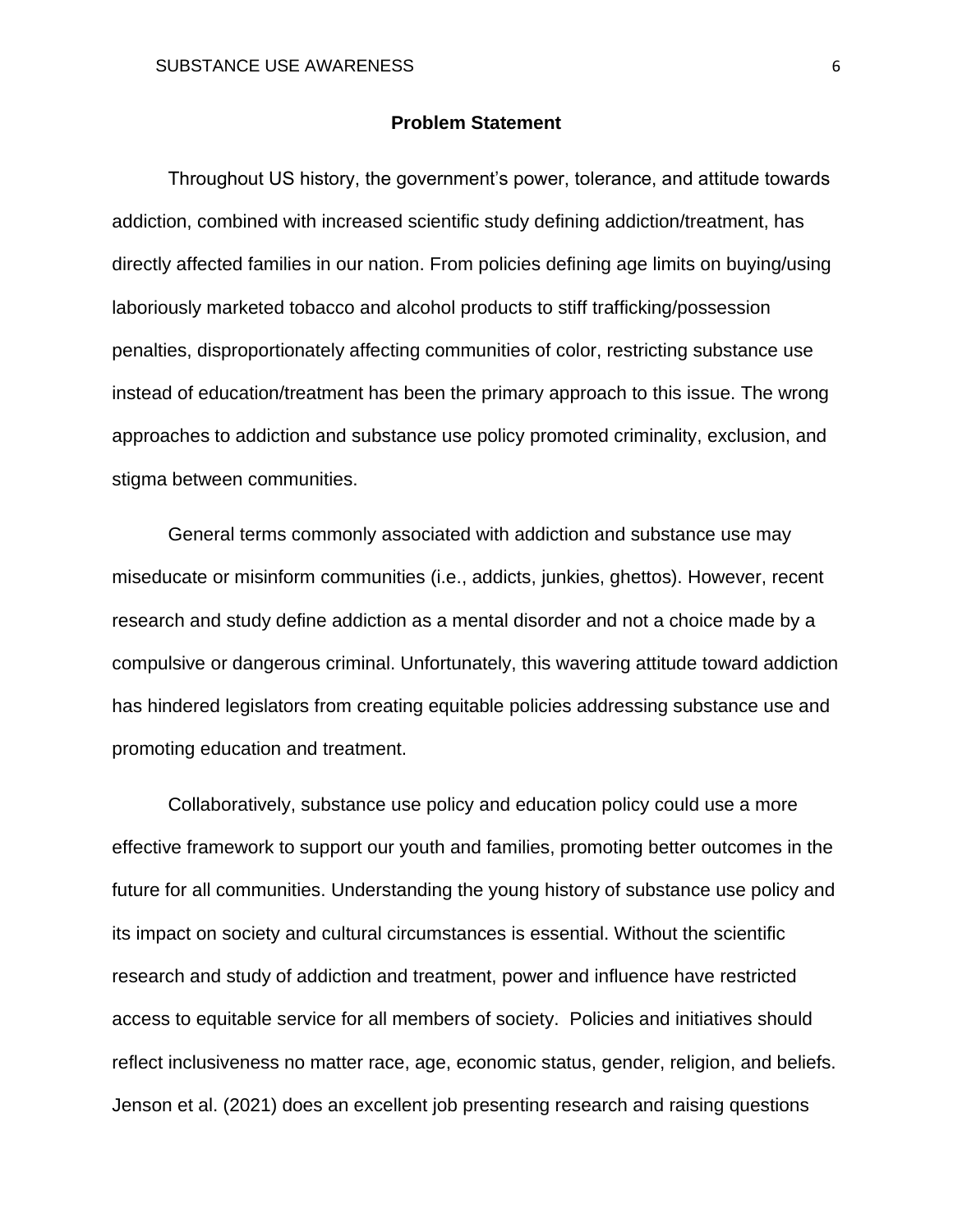## Problem Statement

Throughout US history, the government's power, tolerance, and attitude towards addiction, combined with increased scientific study defining addiction/treatment, has directly affected families in our nation. From policies defining age limits on buying/using laboriously marketed tobacco and alcohol products to stiff trafficking/possession penalties, disproportionately affecting communities of color, restricting substance use instead of education/treatment has been the primary approach to this issue. The wrong approaches to addiction and substance use policy promoted criminality, exclusion, and stigma between communities.

General terms commonly associated with addiction and substance use may miseducate or misinform communities (i.e., addicts, junkies, ghettos). However, recent research and study define addiction as a mental disorder and not a choice made by a compulsive or dangerous criminal. Unfortunately, this wavering attitude toward addiction has hindered legislators from creating equitable policies addressing substance use and promoting education and treatment.

Collaboratively, substance use policy and education policy could use a more effective framework to support our youth and families, promoting better outcomes in the future for all communities. Understanding the young history of substance use policy and its impact on society and cultural circumstances is essential. Without the scientific research and study of addiction and treatment, power and influence have restricted access to equitable service for all members of society. Policies and initiatives should reflect inclusiveness no matter race, age, economic status, gender, religion, and beliefs. Jenson et al. (2021) does an excellent job presenting research and raising questions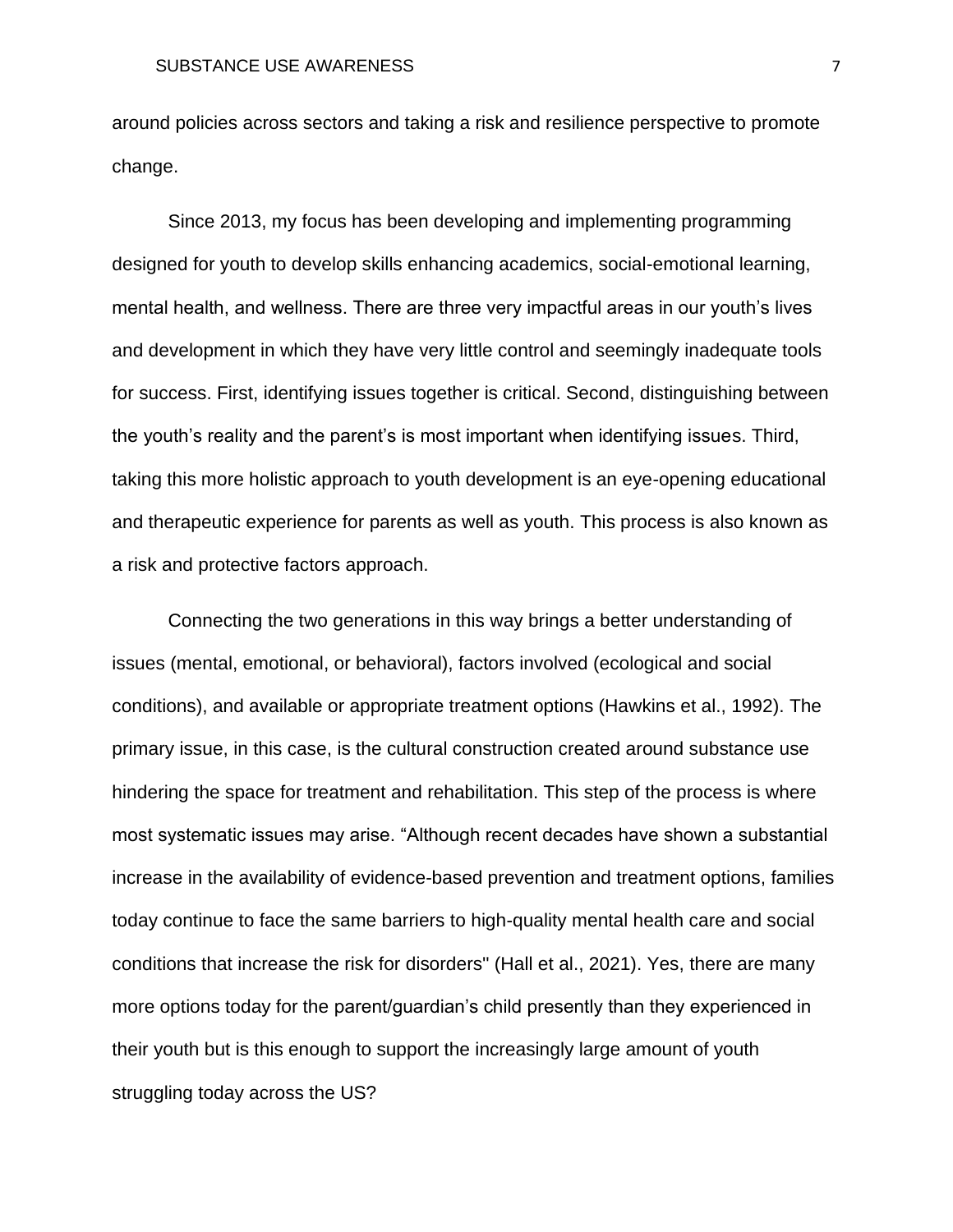around policies across sectors and taking a risk and resilience perspective to promote change.

Since 2013, my focus has been developing and implementing programming designed for youth to develop skills enhancing academics, social-emotional learning, mental health, and wellness. There are three very impactful areas in our youth's lives and development in which they have very little control and seemingly inadequate tools for success. First, identifying issues together is critical. Second, distinguishing between the youth's reality and the parent's is most important when identifying issues. Third, taking this more holistic approach to youth development is an eye-opening educational and therapeutic experience for parents as well as youth. This process is also known as a risk and protective factors approach.

Connecting the two generations in this way brings a better understanding of issues (mental, emotional, or behavioral), factors involved (ecological and social conditions), and available or appropriate treatment options (Hawkins et al., 1992). The primary issue, in this case, is the cultural construction created around substance use hindering the space for treatment and rehabilitation. This step of the process is where most systematic issues may arise. "Although recent decades have shown a substantial increase in the availability of evidence-based prevention and treatment options, families today continue to face the same barriers to high-quality mental health care and social conditions that increase the risk for disorders" (Hall et al., 2021). Yes, there are many more options today for the parent/guardian's child presently than they experienced in their youth but is this enough to support the increasingly large amount of youth struggling today across the US?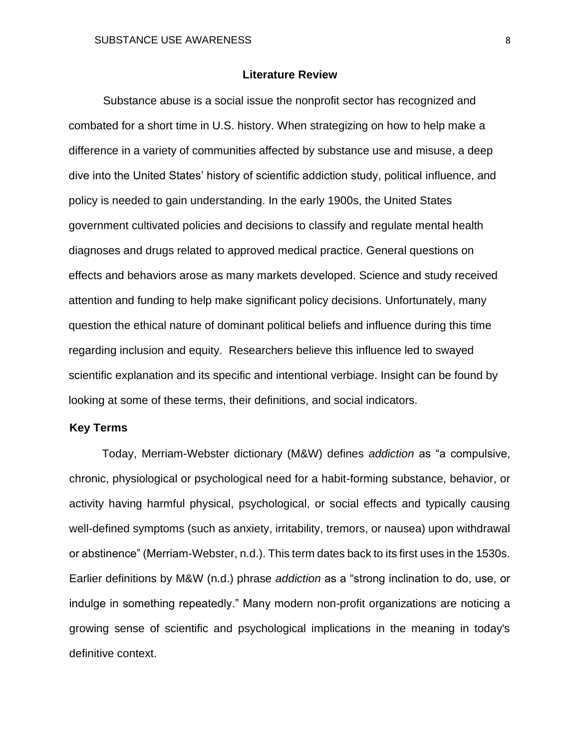## Literature Review

Substance abuse is a social issue the nonprofit sector has recognized and combated for a short time in U.S. history. When strategizing on how to help make a difference in a variety of communities affected by substance use and misuse, a deep dive into the United States' history of scientific addiction study, political influence, and policy is needed to gain understanding. In the early 1900s, the United States government cultivated policies and decisions to classify and regulate mental health diagnoses and drugs related to approved medical practice. General questions on effects and behaviors arose as many markets developed. Science and study received attention and funding to help make significant policy decisions. Unfortunately, many question the ethical nature of dominant political beliefs and influence during this time regarding inclusion and equity. Researchers believe this influence led to swayed scientific explanation and its specific and intentional verbiage. Insight can be found by looking at some of these terms, their definitions, and social indicators.

### Key Terms

Today, Merriam-Webster dictionary (M&W) defines *addiction* as "a compulsive, chronic, physiological or psychological need for a habit-forming substance, behavior, or activity having harmful physical, psychological, or social effects and typically causing well-defined symptoms (such as anxiety, irritability, tremors, or nausea) upon withdrawal or abstinence" (Merriam-Webster, n.d.). This term dates back to its first uses in the 1530s. Earlier definitions by M&W (n.d.) phrase *addiction* as a "strong inclination to do, use, or indulge in something repeatedly." Many modern non-profit organizations are noticing a growing sense of scientific and psychological implications in the meaning in today's definitive context.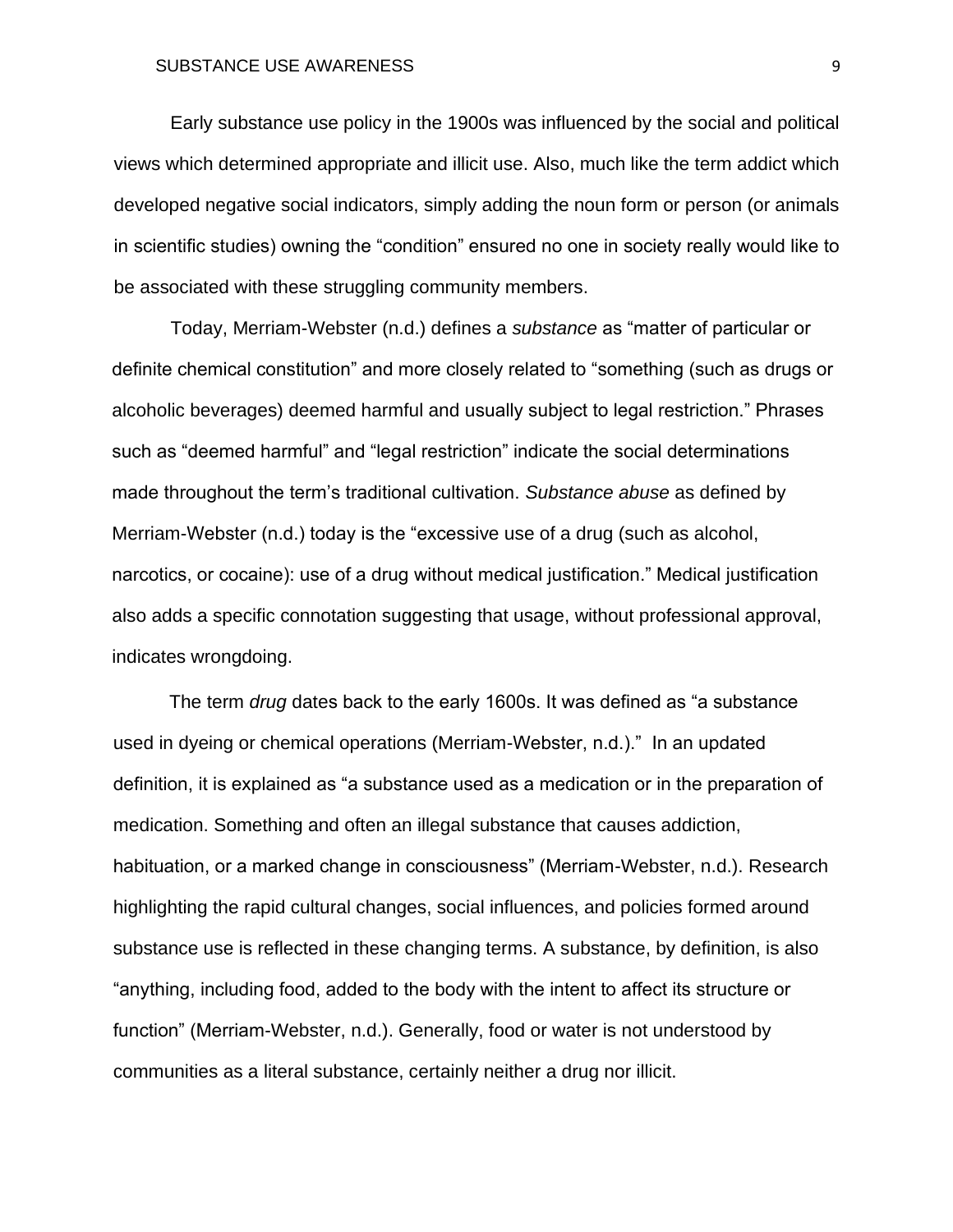Early substance use policy in the 1900s was influenced by the social and political views which determined appropriate and illicit use. Also, much like the term addict which developed negative social indicators, simply adding the noun form or person (or animals in scientific studies) owning the "condition" ensured no one in society really would like to be associated with these struggling community members.

Today, Merriam-Webster (n.d.) defines a *substance* as "matter of particular or definite chemical constitution" and more closely related to "something (such as drugs or alcoholic beverages) deemed harmful and usually subject to legal restriction." Phrases such as "deemed harmful" and "legal restriction" indicate the social determinations made throughout the term's traditional cultivation. *Substance abuse* as defined by Merriam-Webster (n.d.) today is the "excessive use of a drug (such as alcohol, narcotics, or cocaine): use of a drug without medical justification." Medical justification also adds a specific connotation suggesting that usage, without professional approval, indicates wrongdoing.

The term *drug* dates back to the early 1600s. It was defined as "a substance used in dyeing or chemical operations (Merriam-Webster, n.d.)." In an updated definition, it is explained as "a substance used as a medication or in the preparation of medication. Something and often an illegal substance that causes addiction, habituation, or a marked change in consciousness" (Merriam-Webster, n.d.). Research highlighting the rapid cultural changes, social influences, and policies formed around substance use is reflected in these changing terms. A substance, by definition, is also "anything, including food, added to the body with the intent to affect its structure or function" (Merriam-Webster, n.d.). Generally, food or water is not understood by communities as a literal substance, certainly neither a drug nor illicit.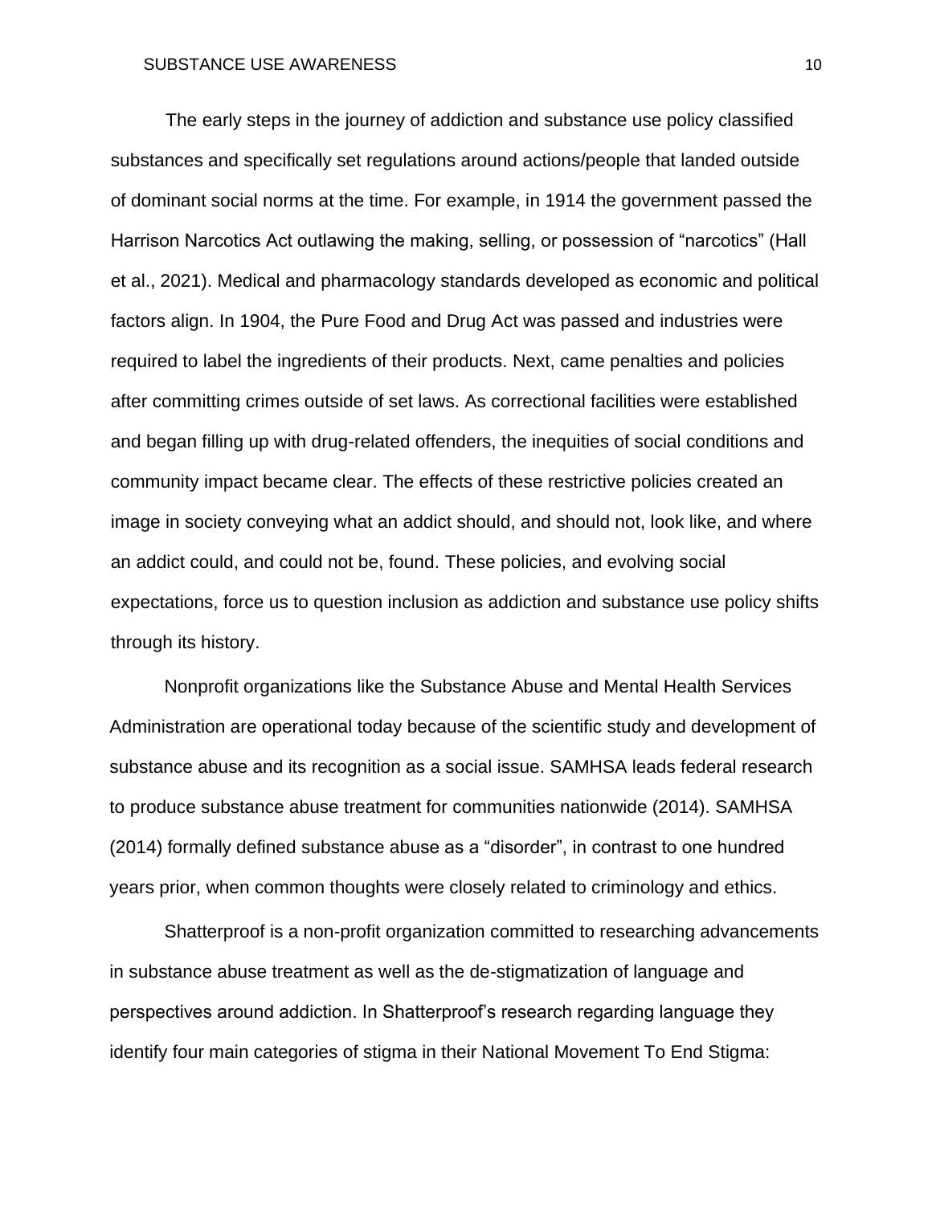The early steps in the journey of addiction and substance use policy classified substances and specifically set regulations around actions/people that landed outside of dominant social norms at the time. For example, in 1914 the government passed the Harrison Narcotics Act outlawing the making, selling, or possession of "narcotics" (Hall et al., 2021). Medical and pharmacology standards developed as economic and political factors align. In 1904, the Pure Food and Drug Act was passed and industries were required to label the ingredients of their products. Next, came penalties and policies after committing crimes outside of set laws. As correctional facilities were established and began filling up with drug-related offenders, the inequities of social conditions and community impact became clear. The effects of these restrictive policies created an image in society conveying what an addict should, and should not, look like, and where an addict could, and could not be, found. These policies, and evolving social expectations, force us to question inclusion as addiction and substance use policy shifts through its history.

Nonprofit organizations like the Substance Abuse and Mental Health Services Administration are operational today because of the scientific study and development of substance abuse and its recognition as a social issue. SAMHSA leads federal research to produce substance abuse treatment for communities nationwide (2014). SAMHSA (2014) formally defined substance abuse as a "disorder", in contrast to one hundred years prior, when common thoughts were closely related to criminology and ethics.

Shatterproof is a non-profit organization committed to researching advancements in substance abuse treatment as well as the de-stigmatization of language and perspectives around addiction. In Shatterproof's research regarding language they identify four main categories of stigma in their National Movement To End Stigma: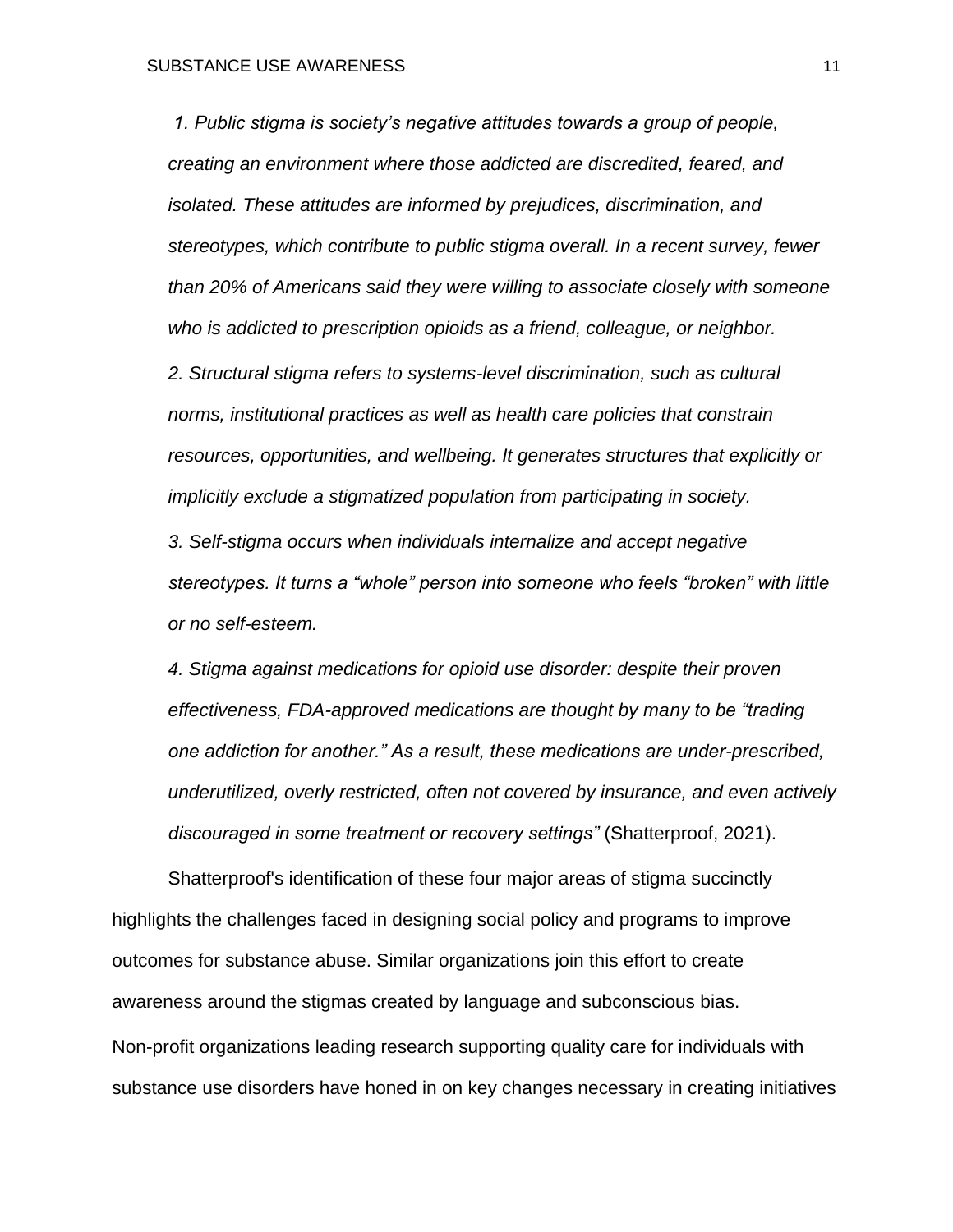*1. Public stigma is society's negative attitudes towards a group of people, creating an environment where those addicted are discredited, feared, and isolated. These attitudes are informed by prejudices, discrimination, and stereotypes, which contribute to public stigma overall. In a recent survey, fewer than 20% of Americans said they were willing to associate closely with someone who is addicted to prescription opioids as a friend, colleague, or neighbor.*

*2. Structural stigma refers to systems-level discrimination, such as cultural norms, institutional practices as well as health care policies that constrain resources, opportunities, and wellbeing. It generates structures that explicitly or implicitly exclude a stigmatized population from participating in society.*

*3. Self-stigma occurs when individuals internalize and accept negative stereotypes. It turns a "whole" person into someone who feels "broken" with little or no self-esteem.*

*4. Stigma against medications for opioid use disorder: despite their proven effectiveness, FDA-approved medications are thought by many to be "trading one addiction for another." As a result, these medications are under-prescribed, underutilized, overly restricted, often not covered by insurance, and even actively discouraged in some treatment or recovery settings"* (Shatterproof, 2021).

Shatterproof's identification of these four major areas of stigma succinctly highlights the challenges faced in designing social policy and programs to improve outcomes for substance abuse. Similar organizations join this effort to create awareness around the stigmas created by language and subconscious bias.

Non-profit organizations leading research supporting quality care for individuals with substance use disorders have honed in on key changes necessary in creating initiatives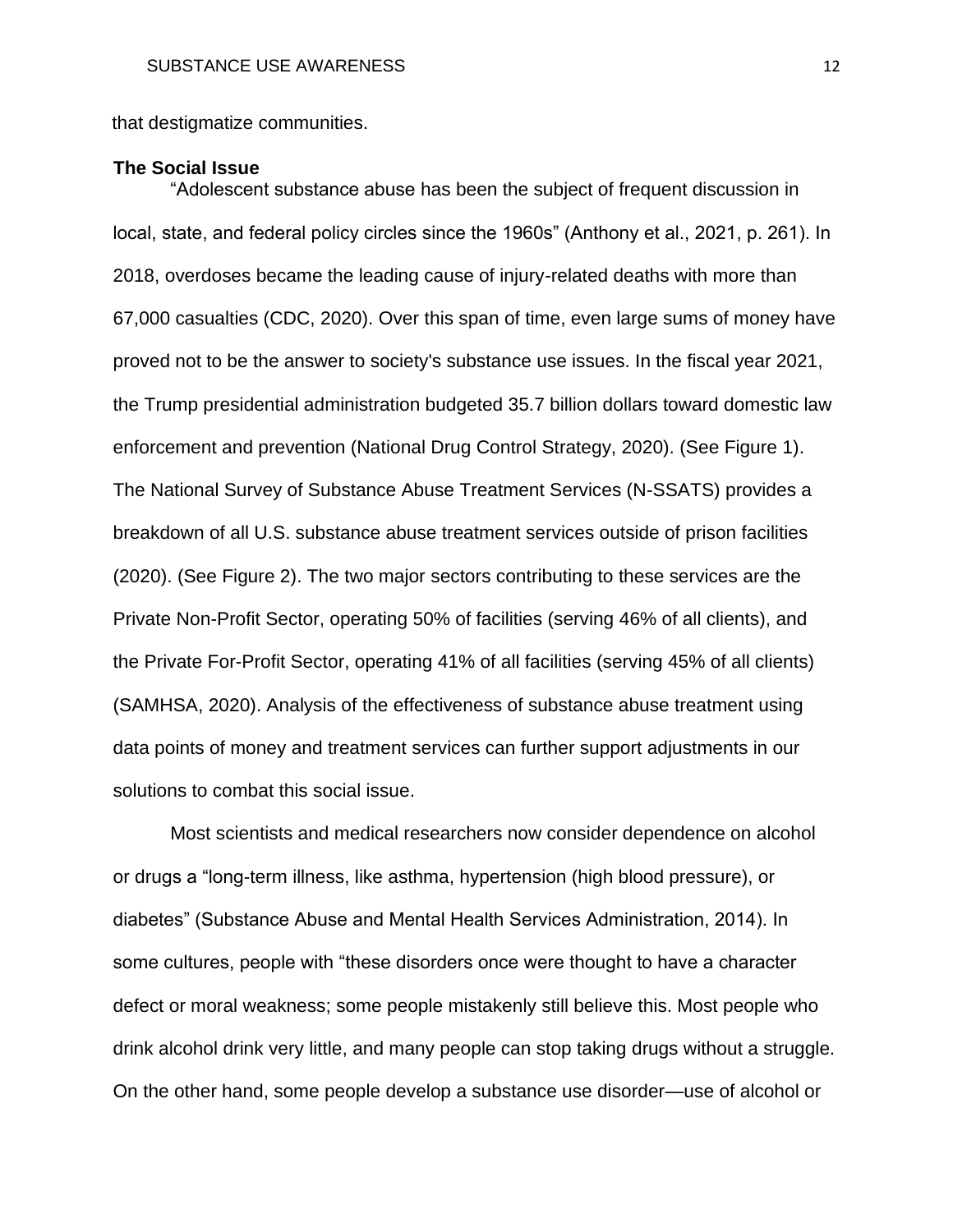that destigmatize communities.

**The Social Issue**

"Adolescent substance abuse has been the subject of frequent discussion in local, state, and federal policy circles since the 1960s" (Anthony et al., 2021, p. 261). In 2018, overdoses became the leading cause of injury-related deaths with more than 67,000 casualties (CDC, 2020). Over this span of time, even large sums of money have proved not to be the answer to society's substance use issues. In the fiscal year 2021, the Trump presidential administration budgeted 35.7 billion dollars toward domestic law enforcement and prevention (National Drug Control Strategy, 2020). (See Figure 1). The National Survey of Substance Abuse Treatment Services (N-SSATS) provides a breakdown of all U.S. substance abuse treatment services outside of prison facilities (2020). (See Figure 2). The two major sectors contributing to these services are the Private Non-Profit Sector, operating 50% of facilities (serving 46% of all clients), and the Private For-Profit Sector, operating 41% of all facilities (serving 45% of all clients) (SAMHSA, 2020). Analysis of the effectiveness of substance abuse treatment using data points of money and treatment services can further support adjustments in our solutions to combat this social issue.

Most scientists and medical researchers now consider dependence on alcohol or drugs a "long-term illness, like asthma, hypertension (high blood pressure), or diabetes" (Substance Abuse and Mental Health Services Administration, 2014). In some cultures, people with "these disorders once were thought to have a character defect or moral weakness; some people mistakenly still believe this. Most people who drink alcohol drink very little, and many people can stop taking drugs without a struggle. On the other hand, some people develop a substance use disorder—use of alcohol or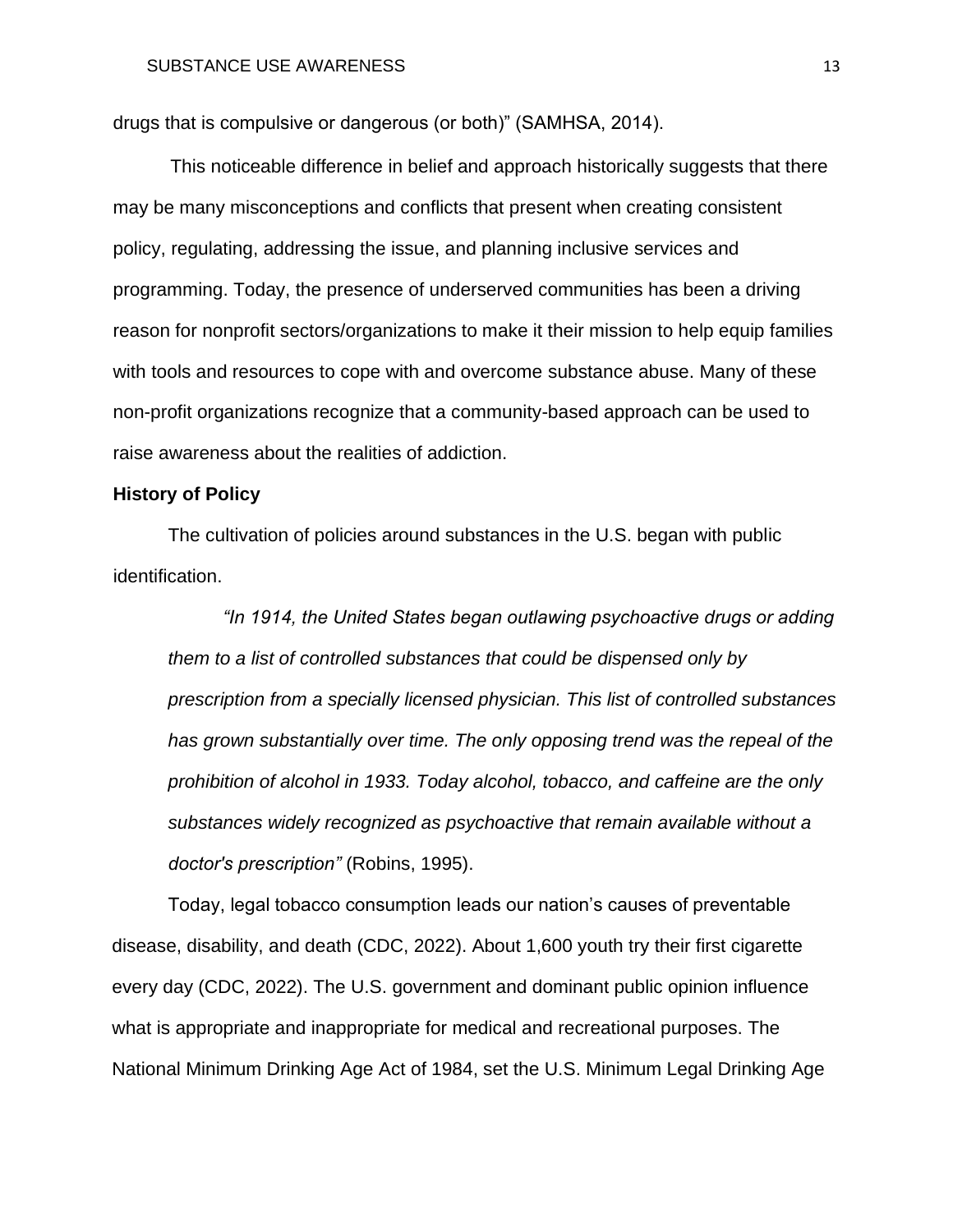drugs that is compulsive or dangerous (or both)" (SAMHSA, 2014).

This noticeable difference in belief and approach historically suggests that there may be many misconceptions and conflicts that present when creating consistent policy, regulating, addressing the issue, and planning inclusive services and programming. Today, the presence of underserved communities has been a driving reason for nonprofit sectors/organizations to make it their mission to help equip families with tools and resources to cope with and overcome substance abuse. Many of these non-profit organizations recognize that a community-based approach can be used to raise awareness about the realities of addiction.

**History of Policy**

The cultivation of policies around substances in the U.S. began with public identification.

> *"In 1914, the United States began outlawing psychoactive drugs or adding them to a list of controlled substances that could be dispensed only by prescription from a specially licensed physician. This list of controlled substances has grown substantially over time. The only opposing trend was the repeal of the prohibition of alcohol in 1933. Today alcohol, tobacco, and caffeine are the only substances widely recognized as psychoactive that remain available without a doctor's prescription"* (Robins, 1995).

Today, legal tobacco consumption leads our nation's causes of preventable disease, disability, and death (CDC, 2022). About 1,600 youth try their first cigarette every day (CDC, 2022). The U.S. government and dominant public opinion influence what is appropriate and inappropriate for medical and recreational purposes. The National Minimum Drinking Age Act of 1984, set the U.S. Minimum Legal Drinking Age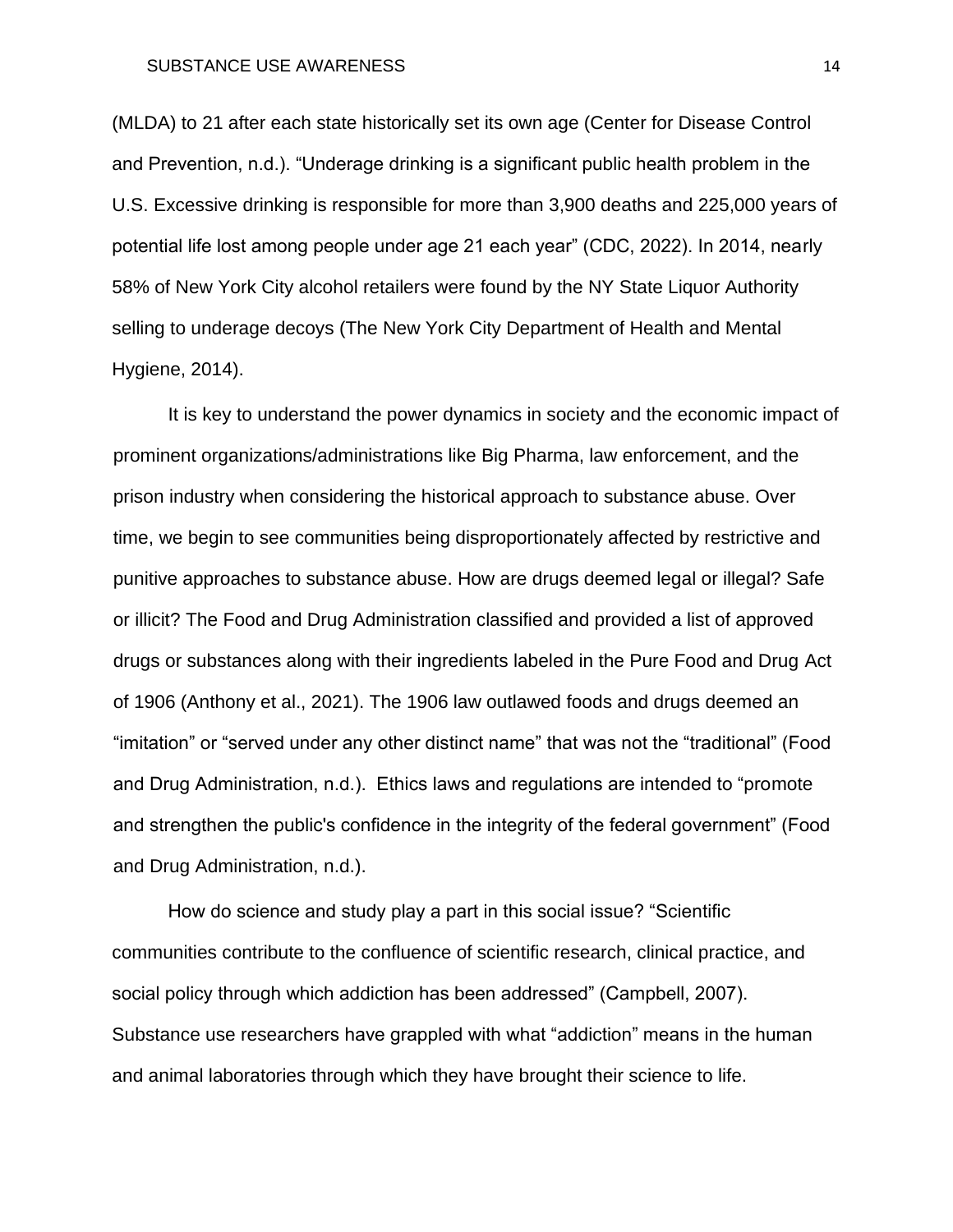(MLDA) to 21 after each state historically set its own age (Center for Disease Control and Prevention, n.d.). "Underage drinking is a significant public health problem in the U.S. Excessive drinking is responsible for more than 3,900 deaths and 225,000 years of potential life lost among people under age 21 each year" (CDC, 2022). In 2014, nearly 58% of New York City alcohol retailers were found by the NY State Liquor Authority selling to underage decoys (The New York City Department of Health and Mental Hygiene, 2014).

It is key to understand the power dynamics in society and the economic impact of prominent organizations/administrations like Big Pharma, law enforcement, and the prison industry when considering the historical approach to substance abuse. Over time, we begin to see communities being disproportionately affected by restrictive and punitive approaches to substance abuse. How are drugs deemed legal or illegal? Safe or illicit? The Food and Drug Administration classified and provided a list of approved drugs or substances along with their ingredients labeled in the Pure Food and Drug Act of 1906 (Anthony et al., 2021). The 1906 law outlawed foods and drugs deemed an "imitation" or "served under any other distinct name" that was not the "traditional" (Food and Drug Administration, n.d.). Ethics laws and regulations are intended to "promote and strengthen the public's confidence in the integrity of the federal government" (Food and Drug Administration, n.d.).

How do science and study play a part in this social issue? "Scientific communities contribute to the confluence of scientific research, clinical practice, and social policy through which addiction has been addressed" (Campbell, 2007). Substance use researchers have grappled with what "addiction" means in the human and animal laboratories through which they have brought their science to life.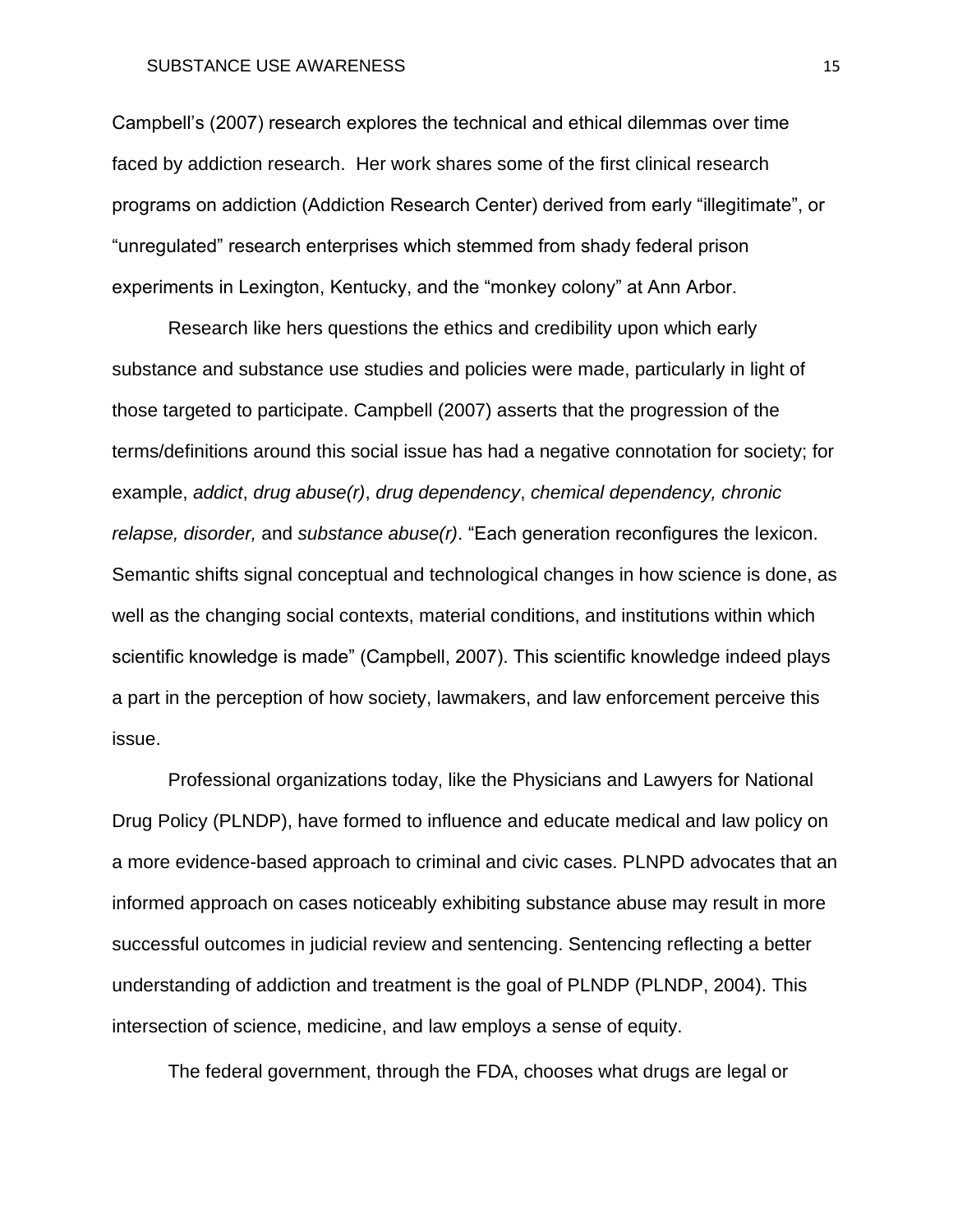Campbell's (2007) research explores the technical and ethical dilemmas over time faced by addiction research.  Her work shares some of the first clinical research programs on addiction (Addiction Research Center) derived from early "illegitimate", or "unregulated" research enterprises which stemmed from shady federal prison experiments in Lexington, Kentucky, and the "monkey colony" at Ann Arbor.

Research like hers questions the ethics and credibility upon which early substance and substance use studies and policies were made, particularly in light of those targeted to participate. Campbell (2007) asserts that the progression of the terms/definitions around this social issue has had a negative connotation for society; for example, *addict*, *drug abuse(r)*, *drug dependency*, *chemical dependency, chronic relapse, disorder,* and *substance abuse(r)*. "Each generation reconfigures the lexicon. Semantic shifts signal conceptual and technological changes in how science is done, as well as the changing social contexts, material conditions, and institutions within which scientific knowledge is made" (Campbell, 2007). This scientific knowledge indeed plays a part in the perception of how society, lawmakers, and law enforcement perceive this issue.

Professional organizations today, like the Physicians and Lawyers for National Drug Policy (PLNDP), have formed to influence and educate medical and law policy on a more evidence-based approach to criminal and civic cases. PLNPD advocates that an informed approach on cases noticeably exhibiting substance abuse may result in more successful outcomes in judicial review and sentencing. Sentencing reflecting a better understanding of addiction and treatment is the goal of PLNDP (PLNDP, 2004). This intersection of science, medicine, and law employs a sense of equity.

The federal government, through the FDA, chooses what drugs are legal or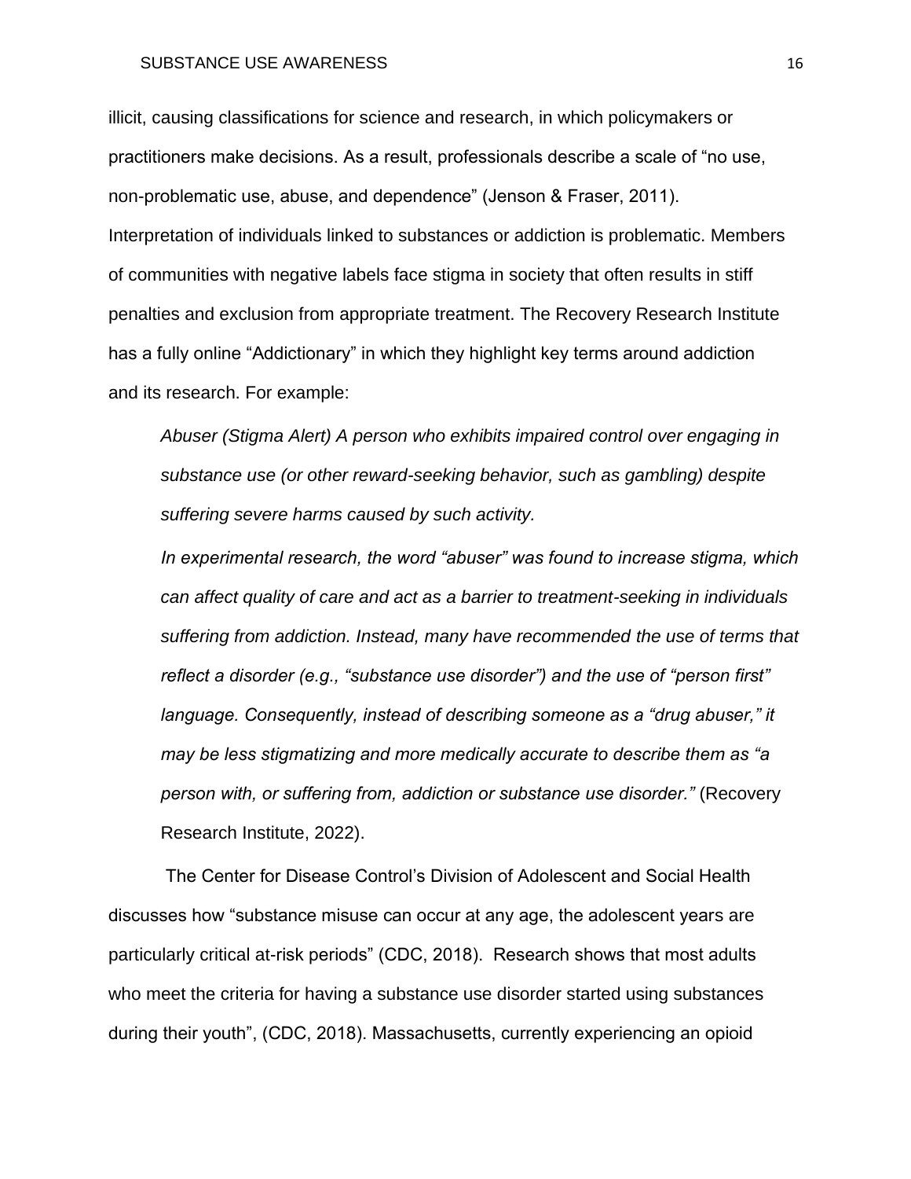illicit, causing classifications for science and research, in which policymakers or practitioners make decisions. As a result, professionals describe a scale of "no use, non-problematic use, abuse, and dependence" (Jenson & Fraser, 2011). Interpretation of individuals linked to substances or addiction is problematic. Members of communities with negative labels face stigma in society that often results in stiff penalties and exclusion from appropriate treatment. The Recovery Research Institute has a fully online "Addictionary" in which they highlight key terms around addiction and its research. For example:

> *Abuser (Stigma Alert) A person who exhibits impaired control over engaging in substance use (or other reward-seeking behavior, such as gambling) despite suffering severe harms caused by such activity.*
>
> *In experimental research, the word "abuser" was found to increase stigma, which can affect quality of care and act as a barrier to treatment-seeking in individuals suffering from addiction. Instead, many have recommended the use of terms that reflect a disorder (e.g., "substance use disorder") and the use of "person first" language. Consequently, instead of describing someone as a "drug abuser," it may be less stigmatizing and more medically accurate to describe them as "a person with, or suffering from, addiction or substance use disorder."* (Recovery Research Institute, 2022).

The Center for Disease Control's Division of Adolescent and Social Health discusses how "substance misuse can occur at any age, the adolescent years are particularly critical at-risk periods" (CDC, 2018). Research shows that most adults who meet the criteria for having a substance use disorder started using substances during their youth", (CDC, 2018). Massachusetts, currently experiencing an opioid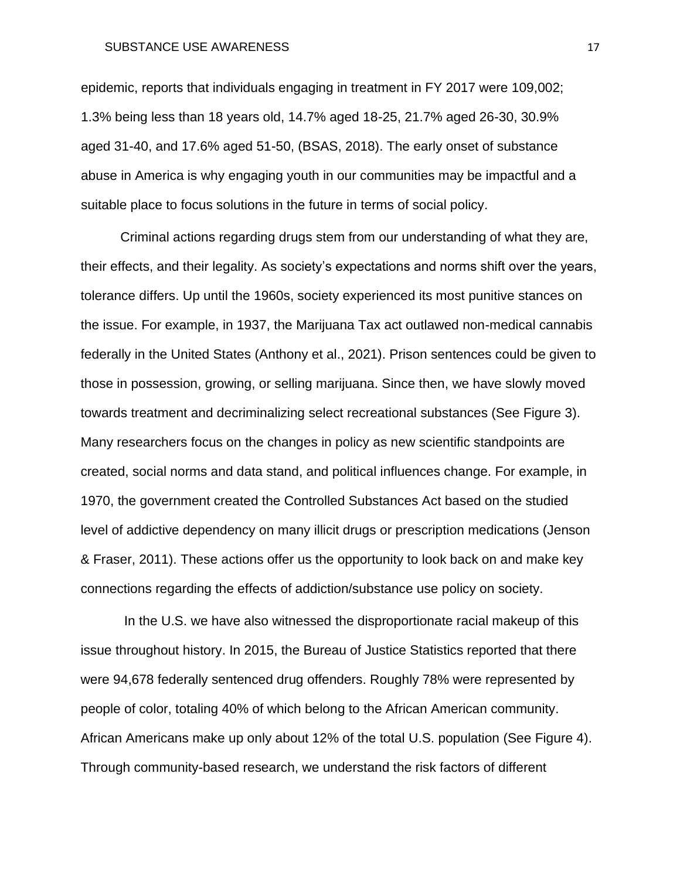epidemic, reports that individuals engaging in treatment in FY 2017 were 109,002; 1.3% being less than 18 years old, 14.7% aged 18-25, 21.7% aged 26-30, 30.9% aged 31-40, and 17.6% aged 51-50, (BSAS, 2018). The early onset of substance abuse in America is why engaging youth in our communities may be impactful and a suitable place to focus solutions in the future in terms of social policy.

Criminal actions regarding drugs stem from our understanding of what they are, their effects, and their legality. As society's expectations and norms shift over the years, tolerance differs. Up until the 1960s, society experienced its most punitive stances on the issue. For example, in 1937, the Marijuana Tax act outlawed non-medical cannabis federally in the United States (Anthony et al., 2021). Prison sentences could be given to those in possession, growing, or selling marijuana. Since then, we have slowly moved towards treatment and decriminalizing select recreational substances (See Figure 3). Many researchers focus on the changes in policy as new scientific standpoints are created, social norms and data stand, and political influences change. For example, in 1970, the government created the Controlled Substances Act based on the studied level of addictive dependency on many illicit drugs or prescription medications (Jenson & Fraser, 2011). These actions offer us the opportunity to look back on and make key connections regarding the effects of addiction/substance use policy on society.

In the U.S. we have also witnessed the disproportionate racial makeup of this issue throughout history. In 2015, the Bureau of Justice Statistics reported that there were 94,678 federally sentenced drug offenders. Roughly 78% were represented by people of color, totaling 40% of which belong to the African American community. African Americans make up only about 12% of the total U.S. population (See Figure 4). Through community-based research, we understand the risk factors of different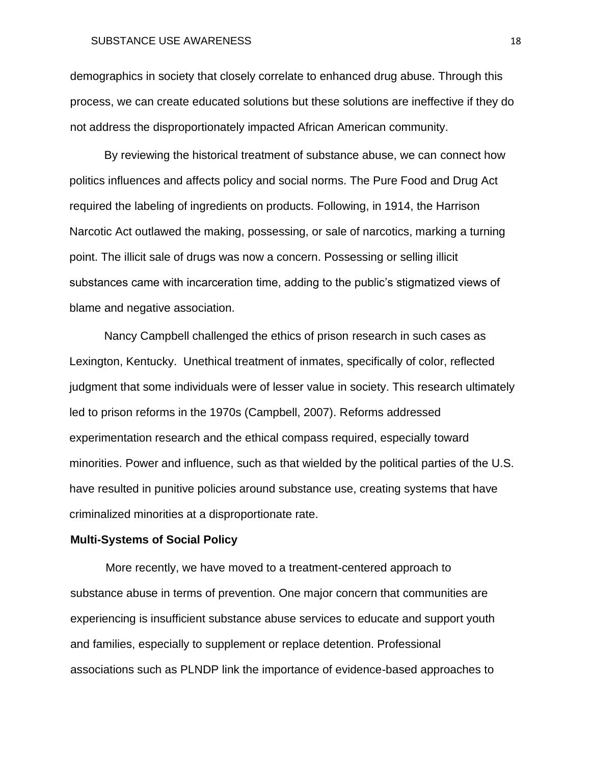demographics in society that closely correlate to enhanced drug abuse. Through this process, we can create educated solutions but these solutions are ineffective if they do not address the disproportionately impacted African American community.

By reviewing the historical treatment of substance abuse, we can connect how politics influences and affects policy and social norms. The Pure Food and Drug Act required the labeling of ingredients on products. Following, in 1914, the Harrison Narcotic Act outlawed the making, possessing, or sale of narcotics, marking a turning point. The illicit sale of drugs was now a concern. Possessing or selling illicit substances came with incarceration time, adding to the public's stigmatized views of blame and negative association.

Nancy Campbell challenged the ethics of prison research in such cases as Lexington, Kentucky. Unethical treatment of inmates, specifically of color, reflected judgment that some individuals were of lesser value in society. This research ultimately led to prison reforms in the 1970s (Campbell, 2007). Reforms addressed experimentation research and the ethical compass required, especially toward minorities. Power and influence, such as that wielded by the political parties of the U.S. have resulted in punitive policies around substance use, creating systems that have criminalized minorities at a disproportionate rate.

**Multi-Systems of Social Policy**

More recently, we have moved to a treatment-centered approach to substance abuse in terms of prevention. One major concern that communities are experiencing is insufficient substance abuse services to educate and support youth and families, especially to supplement or replace detention. Professional associations such as PLNDP link the importance of evidence-based approaches to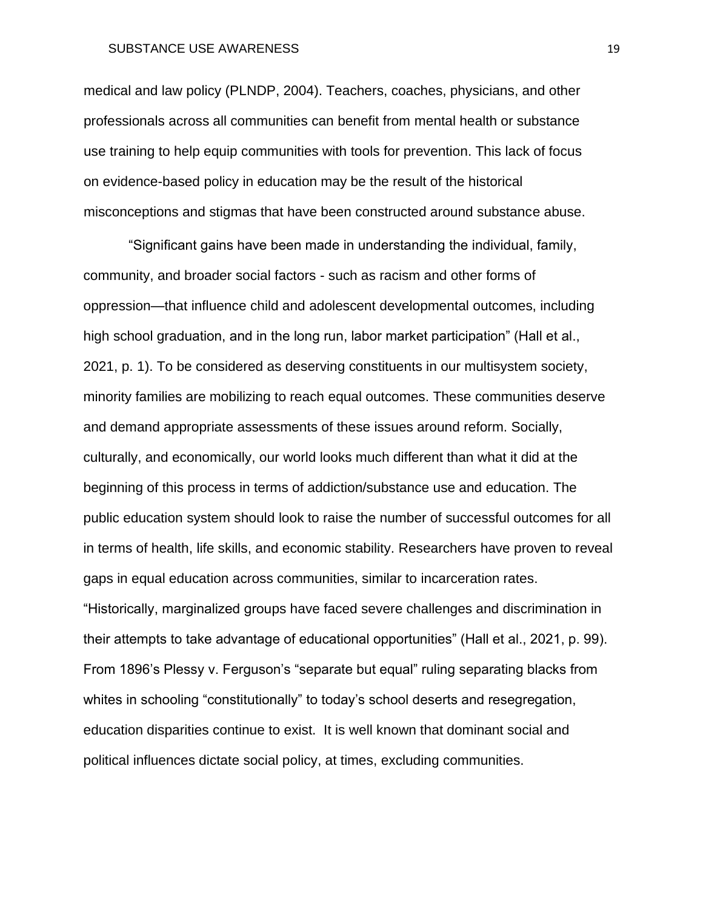medical and law policy (PLNDP, 2004). Teachers, coaches, physicians, and other professionals across all communities can benefit from mental health or substance use training to help equip communities with tools for prevention. This lack of focus on evidence-based policy in education may be the result of the historical misconceptions and stigmas that have been constructed around substance abuse.

"Significant gains have been made in understanding the individual, family, community, and broader social factors - such as racism and other forms of oppression—that influence child and adolescent developmental outcomes, including high school graduation, and in the long run, labor market participation" (Hall et al., 2021, p. 1). To be considered as deserving constituents in our multisystem society, minority families are mobilizing to reach equal outcomes. These communities deserve and demand appropriate assessments of these issues around reform. Socially, culturally, and economically, our world looks much different than what it did at the beginning of this process in terms of addiction/substance use and education. The public education system should look to raise the number of successful outcomes for all in terms of health, life skills, and economic stability. Researchers have proven to reveal gaps in equal education across communities, similar to incarceration rates. "Historically, marginalized groups have faced severe challenges and discrimination in their attempts to take advantage of educational opportunities" (Hall et al., 2021, p. 99). From 1896's Plessy v. Ferguson's "separate but equal" ruling separating blacks from whites in schooling "constitutionally" to today's school deserts and resegregation, education disparities continue to exist. It is well known that dominant social and political influences dictate social policy, at times, excluding communities.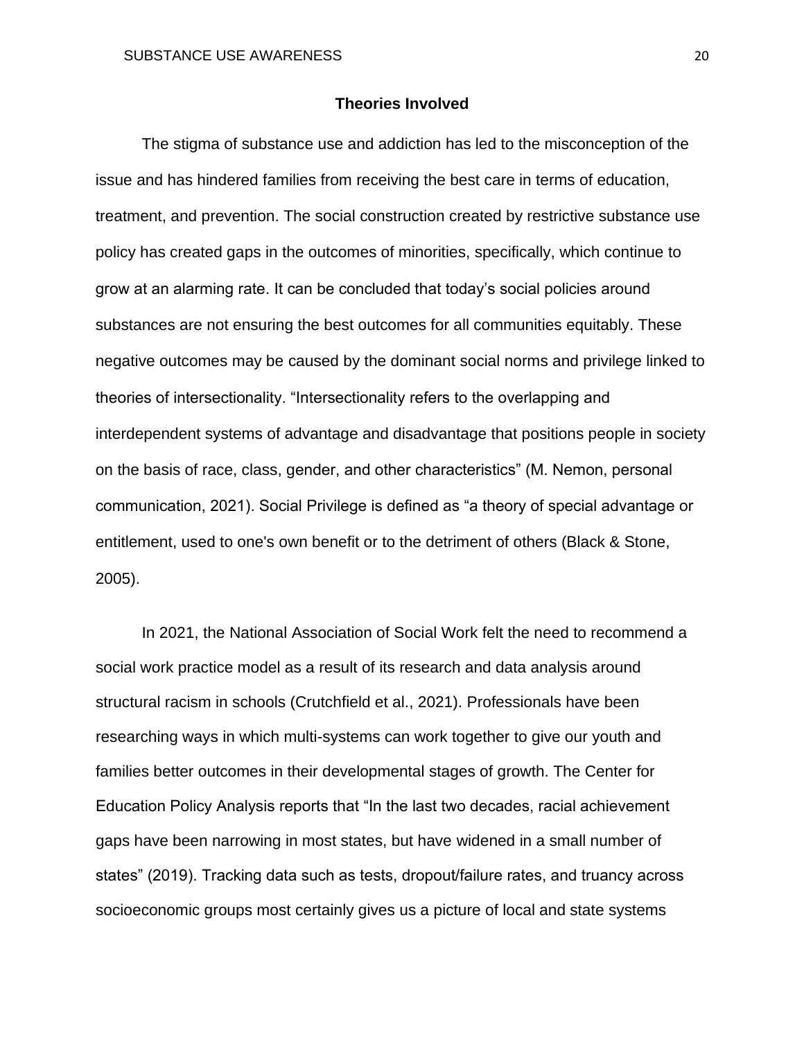## Theories Involved

The stigma of substance use and addiction has led to the misconception of the issue and has hindered families from receiving the best care in terms of education, treatment, and prevention. The social construction created by restrictive substance use policy has created gaps in the outcomes of minorities, specifically, which continue to grow at an alarming rate. It can be concluded that today's social policies around substances are not ensuring the best outcomes for all communities equitably. These negative outcomes may be caused by the dominant social norms and privilege linked to theories of intersectionality. "Intersectionality refers to the overlapping and interdependent systems of advantage and disadvantage that positions people in society on the basis of race, class, gender, and other characteristics" (M. Nemon, personal communication, 2021). Social Privilege is defined as "a theory of special advantage or entitlement, used to one's own benefit or to the detriment of others (Black & Stone, 2005).

In 2021, the National Association of Social Work felt the need to recommend a social work practice model as a result of its research and data analysis around structural racism in schools (Crutchfield et al., 2021). Professionals have been researching ways in which multi-systems can work together to give our youth and families better outcomes in their developmental stages of growth. The Center for Education Policy Analysis reports that "In the last two decades, racial achievement gaps have been narrowing in most states, but have widened in a small number of states" (2019). Tracking data such as tests, dropout/failure rates, and truancy across socioeconomic groups most certainly gives us a picture of local and state systems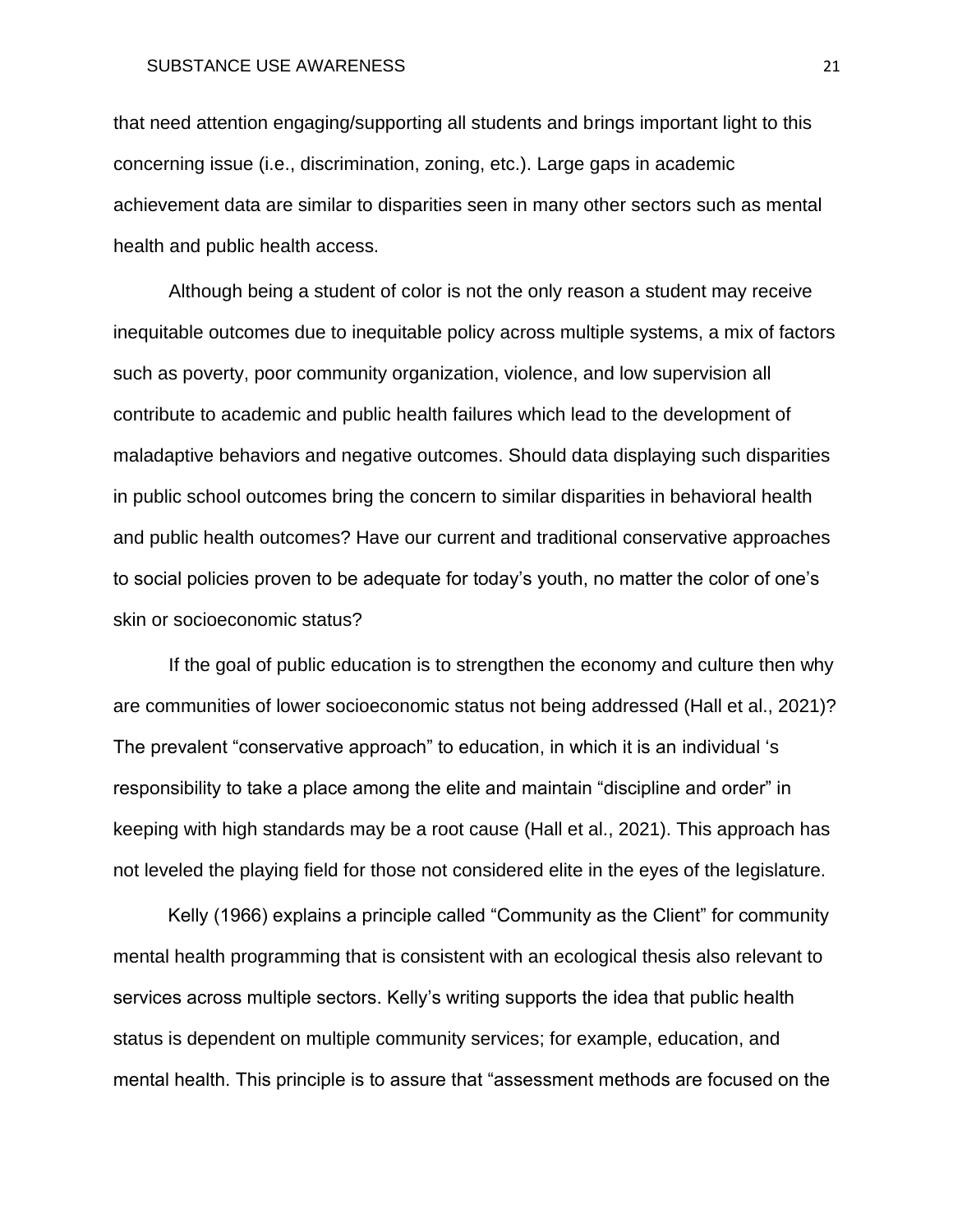that need attention engaging/supporting all students and brings important light to this concerning issue (i.e., discrimination, zoning, etc.). Large gaps in academic achievement data are similar to disparities seen in many other sectors such as mental health and public health access.

Although being a student of color is not the only reason a student may receive inequitable outcomes due to inequitable policy across multiple systems, a mix of factors such as poverty, poor community organization, violence, and low supervision all contribute to academic and public health failures which lead to the development of maladaptive behaviors and negative outcomes. Should data displaying such disparities in public school outcomes bring the concern to similar disparities in behavioral health and public health outcomes? Have our current and traditional conservative approaches to social policies proven to be adequate for today's youth, no matter the color of one's skin or socioeconomic status?

If the goal of public education is to strengthen the economy and culture then why are communities of lower socioeconomic status not being addressed (Hall et al., 2021)? The prevalent "conservative approach" to education, in which it is an individual 's responsibility to take a place among the elite and maintain "discipline and order" in keeping with high standards may be a root cause (Hall et al., 2021). This approach has not leveled the playing field for those not considered elite in the eyes of the legislature.

Kelly (1966) explains a principle called "Community as the Client" for community mental health programming that is consistent with an ecological thesis also relevant to services across multiple sectors. Kelly's writing supports the idea that public health status is dependent on multiple community services; for example, education, and mental health. This principle is to assure that "assessment methods are focused on the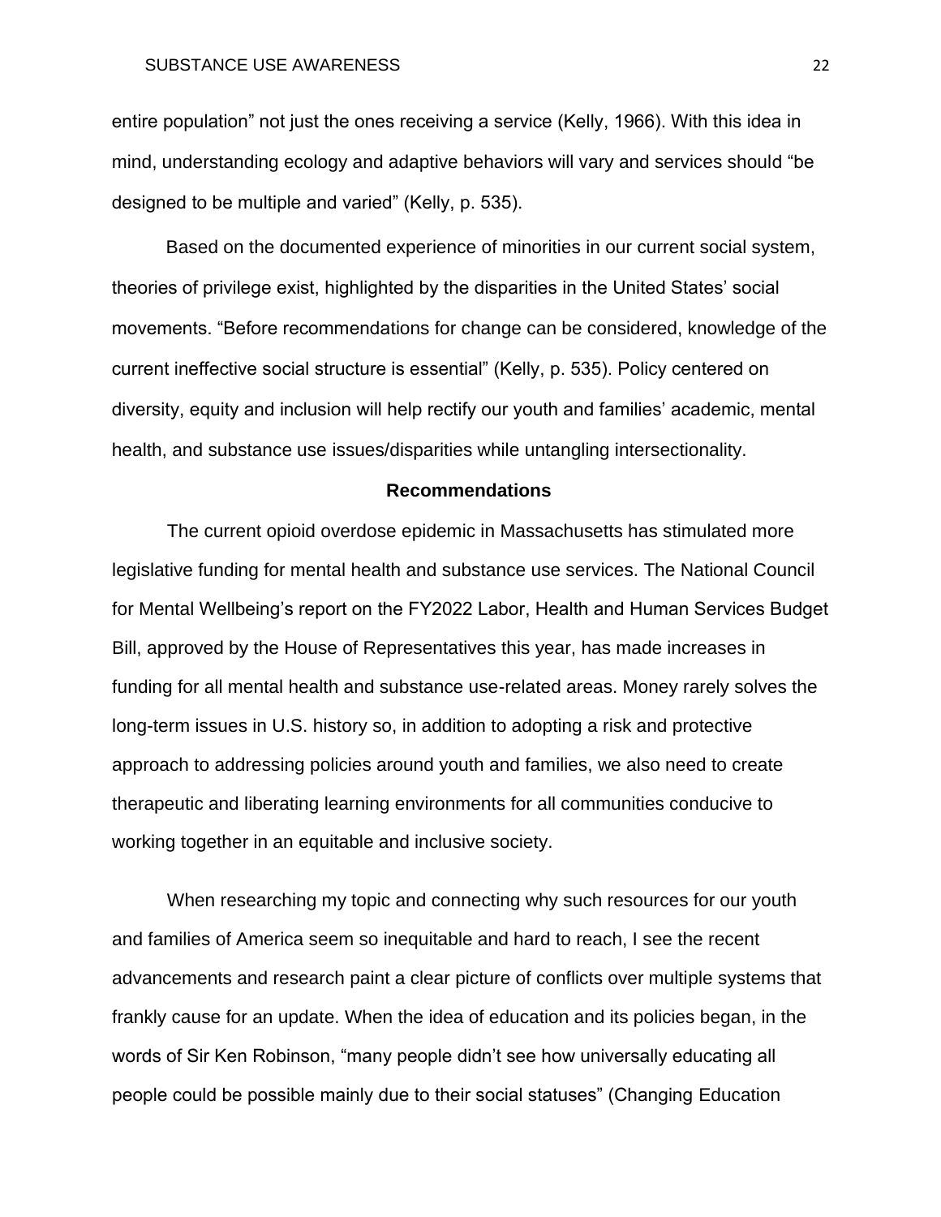entire population" not just the ones receiving a service (Kelly, 1966). With this idea in mind, understanding ecology and adaptive behaviors will vary and services should "be designed to be multiple and varied" (Kelly, p. 535).

Based on the documented experience of minorities in our current social system, theories of privilege exist, highlighted by the disparities in the United States' social movements. "Before recommendations for change can be considered, knowledge of the current ineffective social structure is essential" (Kelly, p. 535). Policy centered on diversity, equity and inclusion will help rectify our youth and families' academic, mental health, and substance use issues/disparities while untangling intersectionality.

## Recommendations

The current opioid overdose epidemic in Massachusetts has stimulated more legislative funding for mental health and substance use services. The National Council for Mental Wellbeing's report on the FY2022 Labor, Health and Human Services Budget Bill, approved by the House of Representatives this year, has made increases in funding for all mental health and substance use-related areas. Money rarely solves the long-term issues in U.S. history so, in addition to adopting a risk and protective approach to addressing policies around youth and families, we also need to create therapeutic and liberating learning environments for all communities conducive to working together in an equitable and inclusive society.

When researching my topic and connecting why such resources for our youth and families of America seem so inequitable and hard to reach, I see the recent advancements and research paint a clear picture of conflicts over multiple systems that frankly cause for an update. When the idea of education and its policies began, in the words of Sir Ken Robinson, "many people didn't see how universally educating all people could be possible mainly due to their social statuses" (Changing Education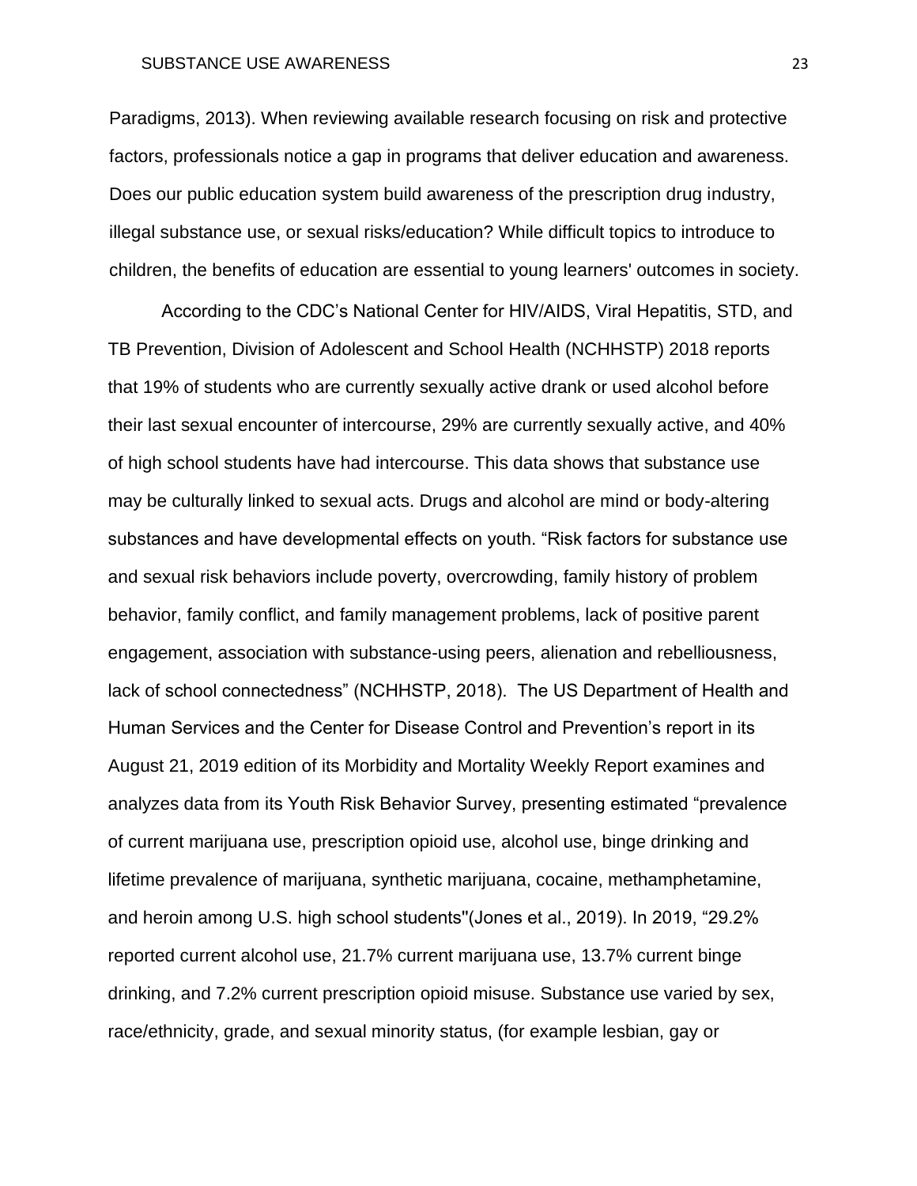Paradigms, 2013). When reviewing available research focusing on risk and protective factors, professionals notice a gap in programs that deliver education and awareness. Does our public education system build awareness of the prescription drug industry, illegal substance use, or sexual risks/education? While difficult topics to introduce to children, the benefits of education are essential to young learners' outcomes in society.

According to the CDC's National Center for HIV/AIDS, Viral Hepatitis, STD, and TB Prevention, Division of Adolescent and School Health (NCHHSTP) 2018 reports that 19% of students who are currently sexually active drank or used alcohol before their last sexual encounter of intercourse, 29% are currently sexually active, and 40% of high school students have had intercourse. This data shows that substance use may be culturally linked to sexual acts. Drugs and alcohol are mind or body-altering substances and have developmental effects on youth. "Risk factors for substance use and sexual risk behaviors include poverty, overcrowding, family history of problem behavior, family conflict, and family management problems, lack of positive parent engagement, association with substance-using peers, alienation and rebelliousness, lack of school connectedness" (NCHHSTP, 2018). The US Department of Health and Human Services and the Center for Disease Control and Prevention's report in its August 21, 2019 edition of its Morbidity and Mortality Weekly Report examines and analyzes data from its Youth Risk Behavior Survey, presenting estimated "prevalence of current marijuana use, prescription opioid use, alcohol use, binge drinking and lifetime prevalence of marijuana, synthetic marijuana, cocaine, methamphetamine, and heroin among U.S. high school students"(Jones et al., 2019). In 2019, "29.2% reported current alcohol use, 21.7% current marijuana use, 13.7% current binge drinking, and 7.2% current prescription opioid misuse. Substance use varied by sex, race/ethnicity, grade, and sexual minority status, (for example lesbian, gay or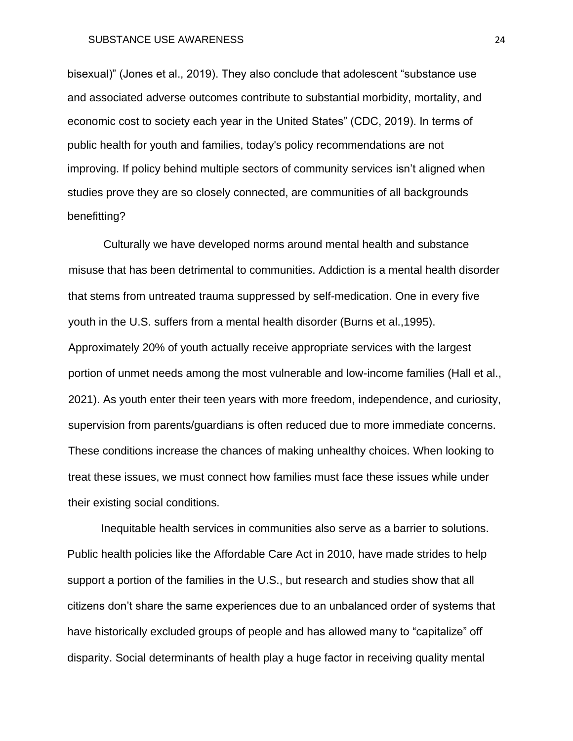bisexual)" (Jones et al., 2019). They also conclude that adolescent "substance use and associated adverse outcomes contribute to substantial morbidity, mortality, and economic cost to society each year in the United States" (CDC, 2019). In terms of public health for youth and families, today's policy recommendations are not improving. If policy behind multiple sectors of community services isn't aligned when studies prove they are so closely connected, are communities of all backgrounds benefitting?

Culturally we have developed norms around mental health and substance misuse that has been detrimental to communities. Addiction is a mental health disorder that stems from untreated trauma suppressed by self-medication. One in every five youth in the U.S. suffers from a mental health disorder (Burns et al.,1995). Approximately 20% of youth actually receive appropriate services with the largest portion of unmet needs among the most vulnerable and low-income families (Hall et al., 2021). As youth enter their teen years with more freedom, independence, and curiosity, supervision from parents/guardians is often reduced due to more immediate concerns. These conditions increase the chances of making unhealthy choices. When looking to treat these issues, we must connect how families must face these issues while under their existing social conditions.

Inequitable health services in communities also serve as a barrier to solutions. Public health policies like the Affordable Care Act in 2010, have made strides to help support a portion of the families in the U.S., but research and studies show that all citizens don't share the same experiences due to an unbalanced order of systems that have historically excluded groups of people and has allowed many to "capitalize" off disparity. Social determinants of health play a huge factor in receiving quality mental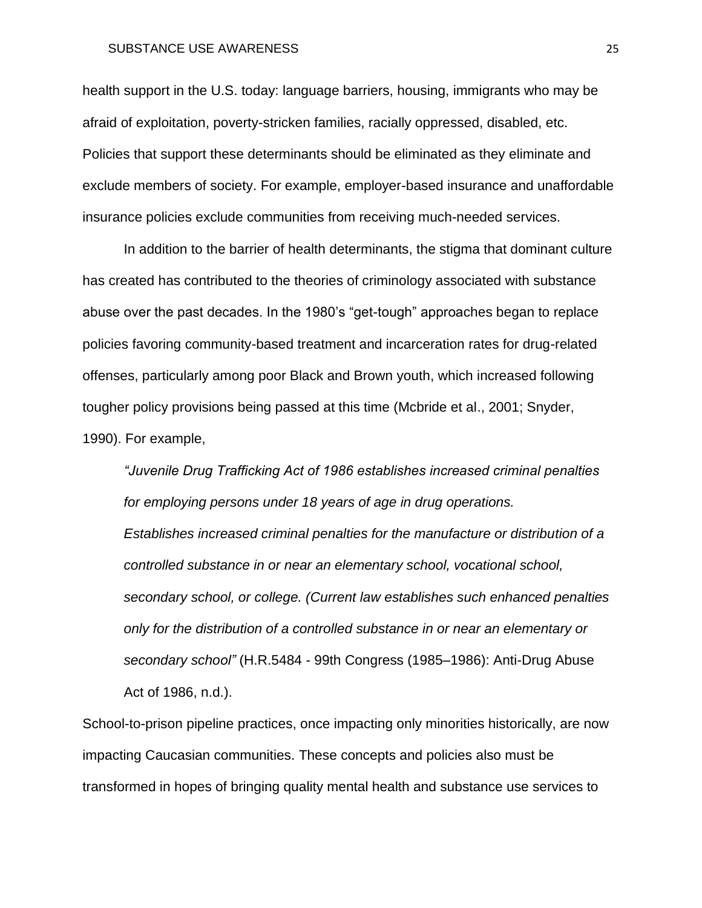health support in the U.S. today: language barriers, housing, immigrants who may be afraid of exploitation, poverty-stricken families, racially oppressed, disabled, etc. Policies that support these determinants should be eliminated as they eliminate and exclude members of society. For example, employer-based insurance and unaffordable insurance policies exclude communities from receiving much-needed services.

In addition to the barrier of health determinants, the stigma that dominant culture has created has contributed to the theories of criminology associated with substance abuse over the past decades. In the 1980's "get-tough" approaches began to replace policies favoring community-based treatment and incarceration rates for drug-related offenses, particularly among poor Black and Brown youth, which increased following tougher policy provisions being passed at this time (Mcbride et al., 2001; Snyder, 1990). For example,

> *"Juvenile Drug Trafficking Act of 1986 establishes increased criminal penalties for employing persons under 18 years of age in drug operations. Establishes increased criminal penalties for the manufacture or distribution of a controlled substance in or near an elementary school, vocational school, secondary school, or college. (Current law establishes such enhanced penalties only for the distribution of a controlled substance in or near an elementary or secondary school"* (H.R.5484 - 99th Congress (1985–1986): Anti-Drug Abuse Act of 1986, n.d.).

School-to-prison pipeline practices, once impacting only minorities historically, are now impacting Caucasian communities. These concepts and policies also must be transformed in hopes of bringing quality mental health and substance use services to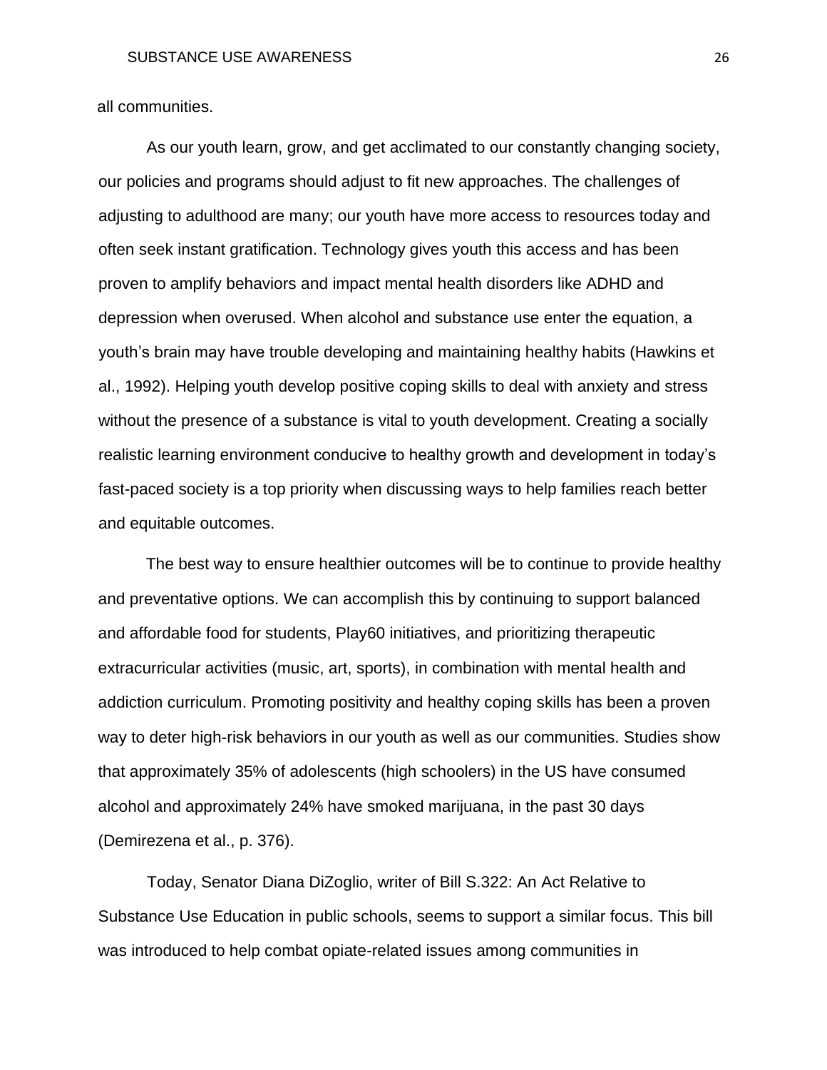all communities.

As our youth learn, grow, and get acclimated to our constantly changing society, our policies and programs should adjust to fit new approaches. The challenges of adjusting to adulthood are many; our youth have more access to resources today and often seek instant gratification. Technology gives youth this access and has been proven to amplify behaviors and impact mental health disorders like ADHD and depression when overused. When alcohol and substance use enter the equation, a youth's brain may have trouble developing and maintaining healthy habits (Hawkins et al., 1992). Helping youth develop positive coping skills to deal with anxiety and stress without the presence of a substance is vital to youth development. Creating a socially realistic learning environment conducive to healthy growth and development in today's fast-paced society is a top priority when discussing ways to help families reach better and equitable outcomes.

The best way to ensure healthier outcomes will be to continue to provide healthy and preventative options. We can accomplish this by continuing to support balanced and affordable food for students, Play60 initiatives, and prioritizing therapeutic extracurricular activities (music, art, sports), in combination with mental health and addiction curriculum. Promoting positivity and healthy coping skills has been a proven way to deter high-risk behaviors in our youth as well as our communities. Studies show that approximately 35% of adolescents (high schoolers) in the US have consumed alcohol and approximately 24% have smoked marijuana, in the past 30 days (Demirezena et al., p. 376).

Today, Senator Diana DiZoglio, writer of Bill S.322: An Act Relative to Substance Use Education in public schools, seems to support a similar focus. This bill was introduced to help combat opiate-related issues among communities in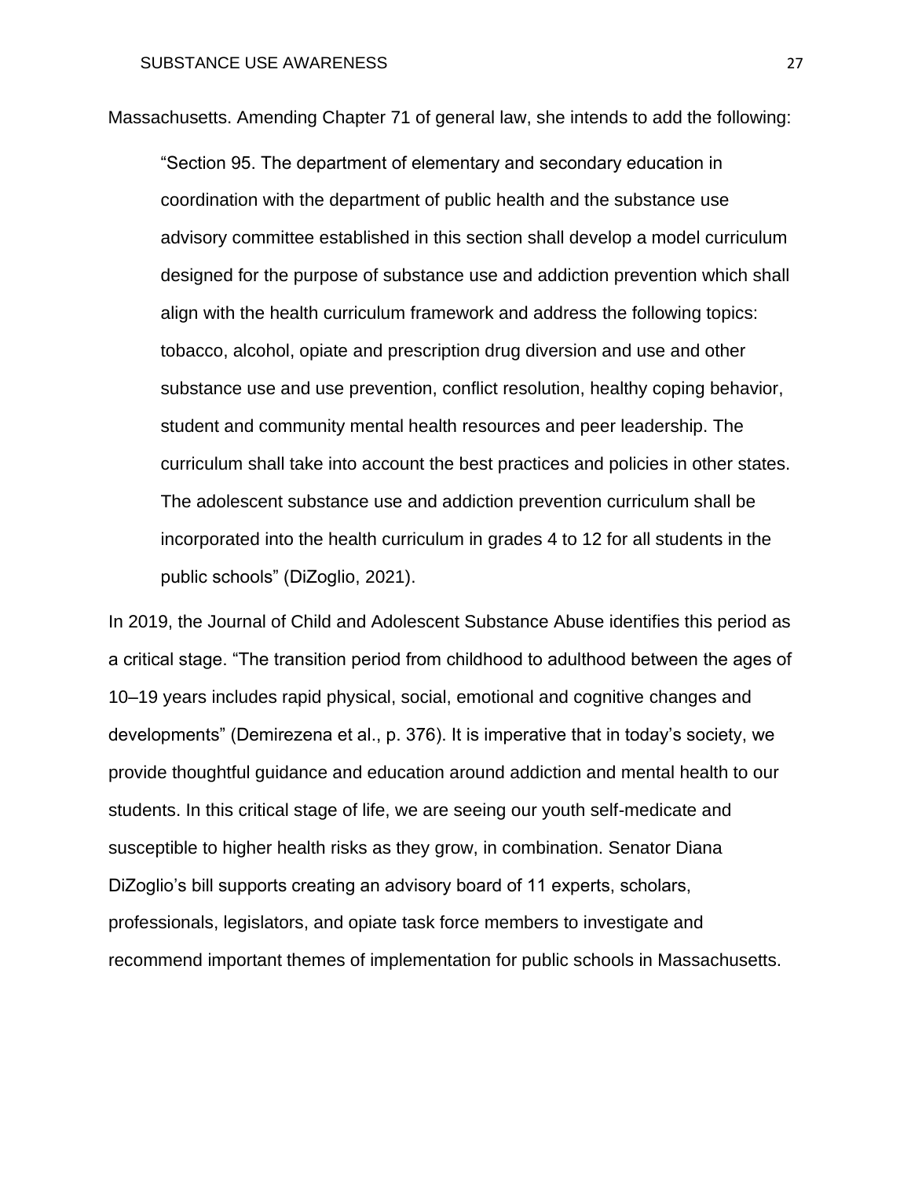Massachusetts. Amending Chapter 71 of general law, she intends to add the following:

> "Section 95. The department of elementary and secondary education in coordination with the department of public health and the substance use advisory committee established in this section shall develop a model curriculum designed for the purpose of substance use and addiction prevention which shall align with the health curriculum framework and address the following topics: tobacco, alcohol, opiate and prescription drug diversion and use and other substance use and use prevention, conflict resolution, healthy coping behavior, student and community mental health resources and peer leadership. The curriculum shall take into account the best practices and policies in other states. The adolescent substance use and addiction prevention curriculum shall be incorporated into the health curriculum in grades 4 to 12 for all students in the public schools" (DiZoglio, 2021).

In 2019, the Journal of Child and Adolescent Substance Abuse identifies this period as a critical stage. "The transition period from childhood to adulthood between the ages of 10–19 years includes rapid physical, social, emotional and cognitive changes and developments" (Demirezena et al., p. 376). It is imperative that in today's society, we provide thoughtful guidance and education around addiction and mental health to our students. In this critical stage of life, we are seeing our youth self-medicate and susceptible to higher health risks as they grow, in combination. Senator Diana DiZoglio's bill supports creating an advisory board of 11 experts, scholars, professionals, legislators, and opiate task force members to investigate and recommend important themes of implementation for public schools in Massachusetts.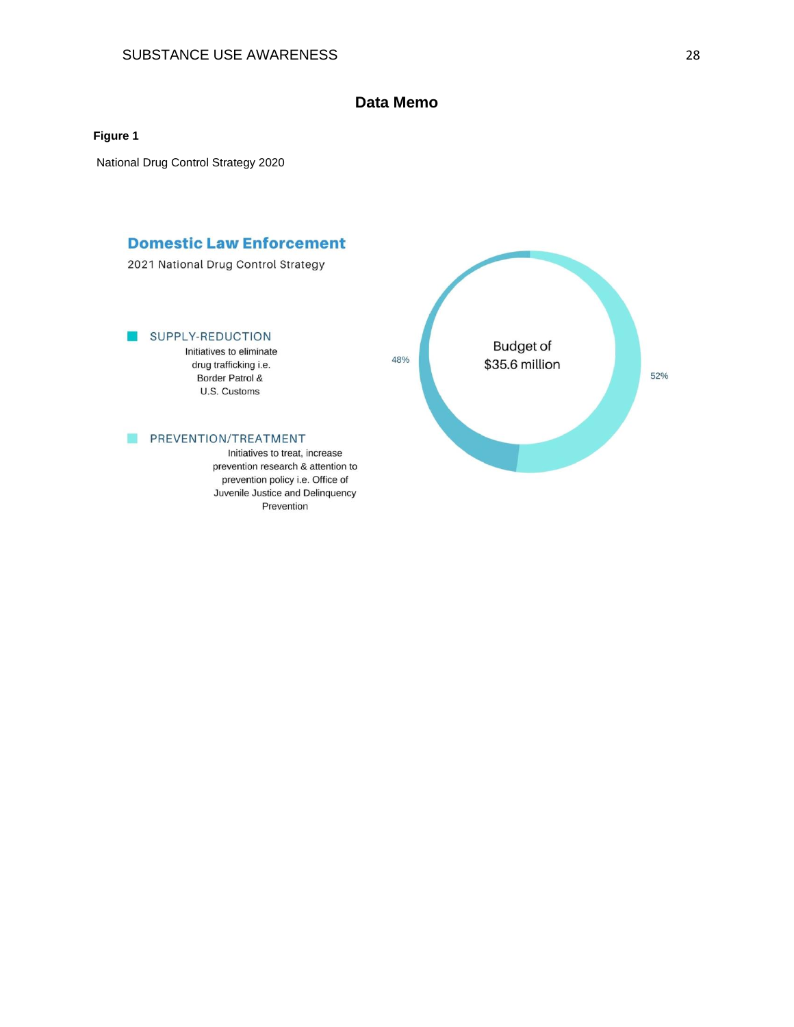## Data Memo

**Figure 1**

National Drug Control Strategy 2020

Domestic Law Enforcement

2021 National Drug Control Strategy

SUPPLY-REDUCTION

Initiatives to eliminate drug trafficking i.e. Border Patrol & U.S. Customs

PREVENTION/TREATMENT

Initiatives to treat, increase prevention research & attention to prevention policy i.e. Office of Juvenile Justice and Delinquency Prevention

48%

Budget of $35.6 million

52%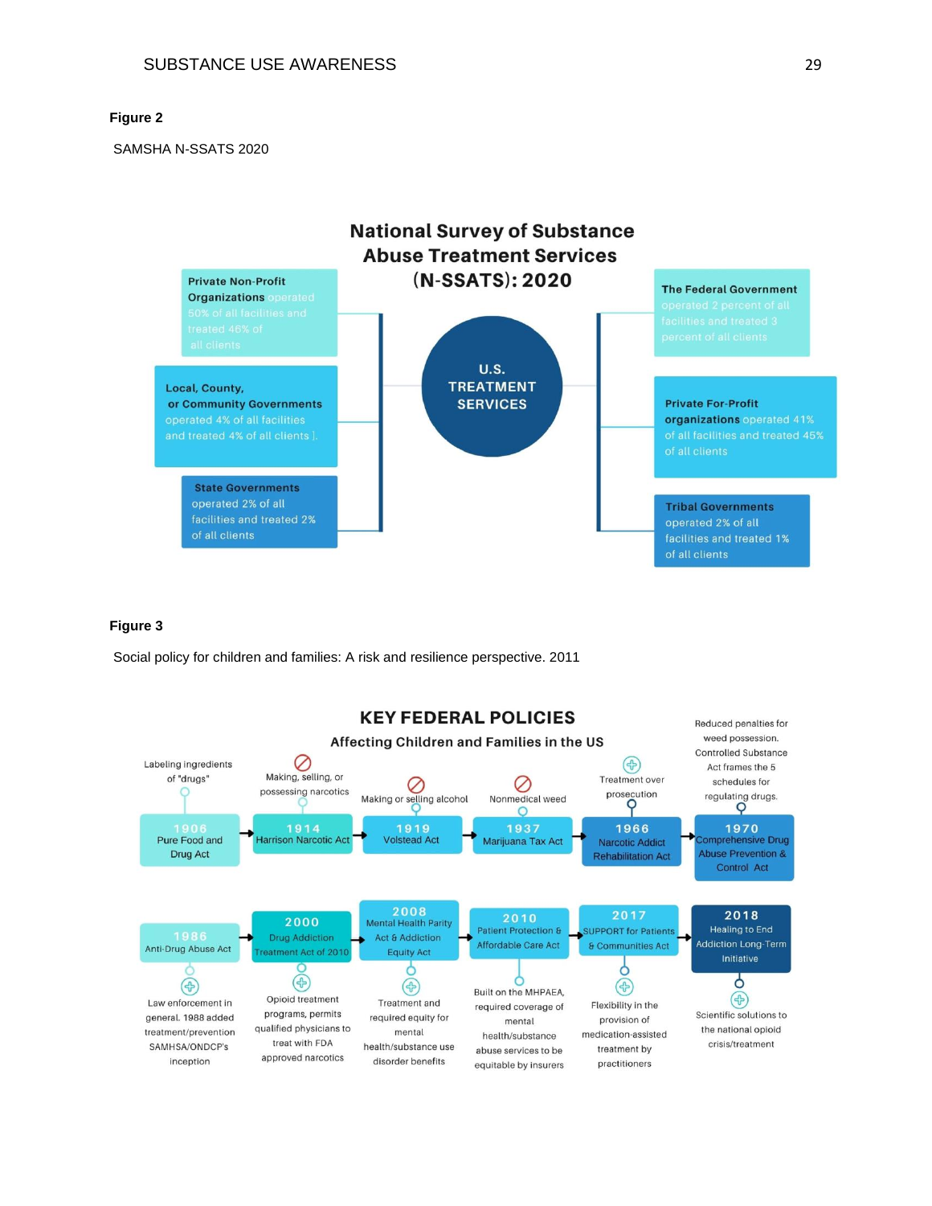**Figure 2**

SAMSHA N-SSATS 2020

National Survey of Substance Abuse Treatment Services (N-SSATS): 2020

U.S. TREATMENT SERVICES

Private Non-Profit Organizations operated 50% of all facilities and treated 46% of all clients

Local, County, or Community Governments operated 4% of all facilities and treated 4% of all clients ).

State Governments operated 2% of all facilities and treated 2% of all clients

The Federal Government operated 2 percent of all facilities and treated 3 percent of all clients

Private For-Profit organizations operated 41% of all facilities and treated 45% of all clients

Tribal Governments operated 2% of all facilities and treated 1% of all clients

**Figure 3**

Social policy for children and families: A risk and resilience perspective. 2011

KEY FEDERAL POLICIES

Affecting Children and Families in the US

1906 Pure Food and Drug Act — Labeling ingredients of "drugs"

1914 Harrison Narcotic Act — Making, selling, or possessing narcotics

1919 Volstead Act — Making or selling alcohol

1937 Marijuana Tax Act — Nonmedical weed

1966 Narcotic Addict Rehabilitation Act — Treatment over prosecution

1970 Comprehensive Drug Abuse Prevention & Control Act — Reduced penalties for weed possession. Controlled Substance Act frames the 5 schedules for regulating drugs.

1986 Anti-Drug Abuse Act — Law enforcement in general. 1988 added treatment/prevention SAMHSA/ONDCP's inception

2000 Drug Addiction Treatment Act of 2010 — Opioid treatment programs, permits qualified physicians to treat with FDA approved narcotics

2008 Mental Health Parity Act & Addiction Equity Act — Treatment and required equity for mental health/substance use disorder benefits

2010 Patient Protection & Affordable Care Act — Built on the MHPAEA, required coverage of mental health/substance abuse services to be equitable by insurers

2017 SUPPORT for Patients & Communities Act — Flexibility in the provision of medication-assisted treatment by practitioners

2018 Healing to End Addiction Long-Term Initiative — Scientific solutions to the national opioid crisis/treatment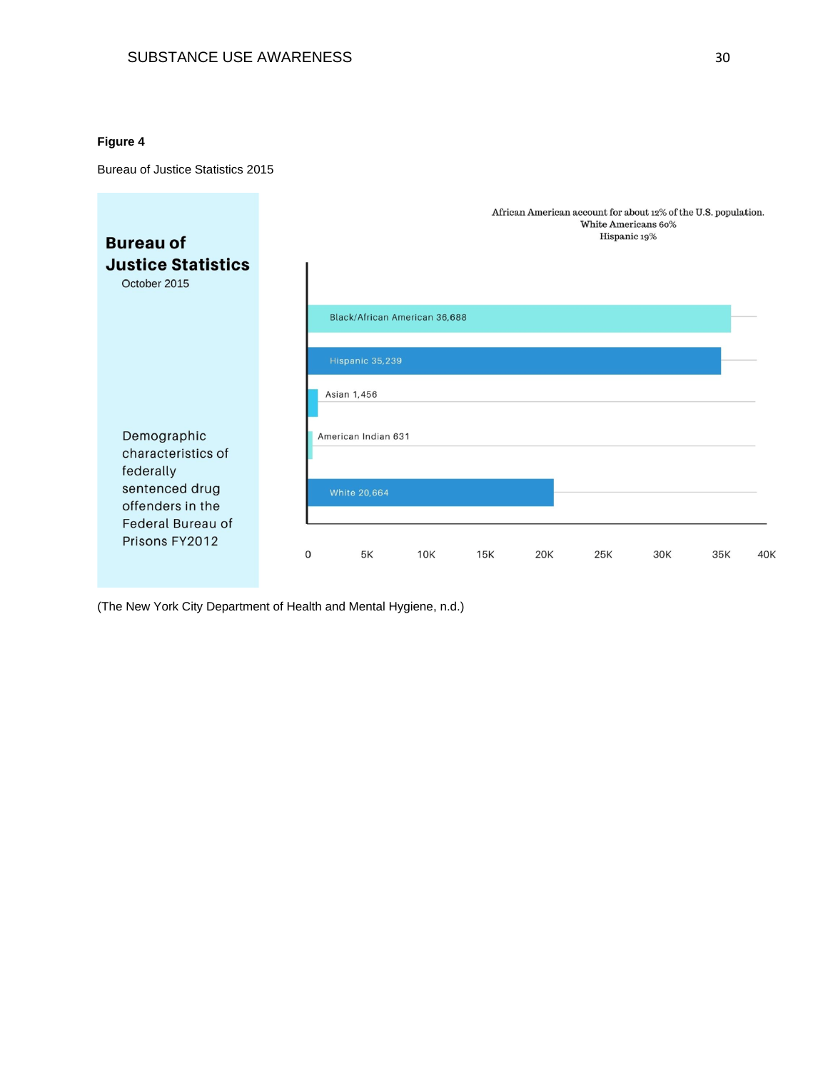**Figure 4**

Bureau of Justice Statistics 2015

**Bureau of Justice Statistics**
October 2015

Demographic characteristics of federally sentenced drug offenders in the Federal Bureau of Prisons FY2012

African American account for about 12% of the U.S. population.
White Americans 60%
Hispanic 19%

Black/African American 36,688
Hispanic 35,239
Asian 1,456
American Indian 631
White 20,664

0
5K
10K
15K
20K
25K
30K
35K
40K

(The New York City Department of Health and Mental Hygiene, n.d.)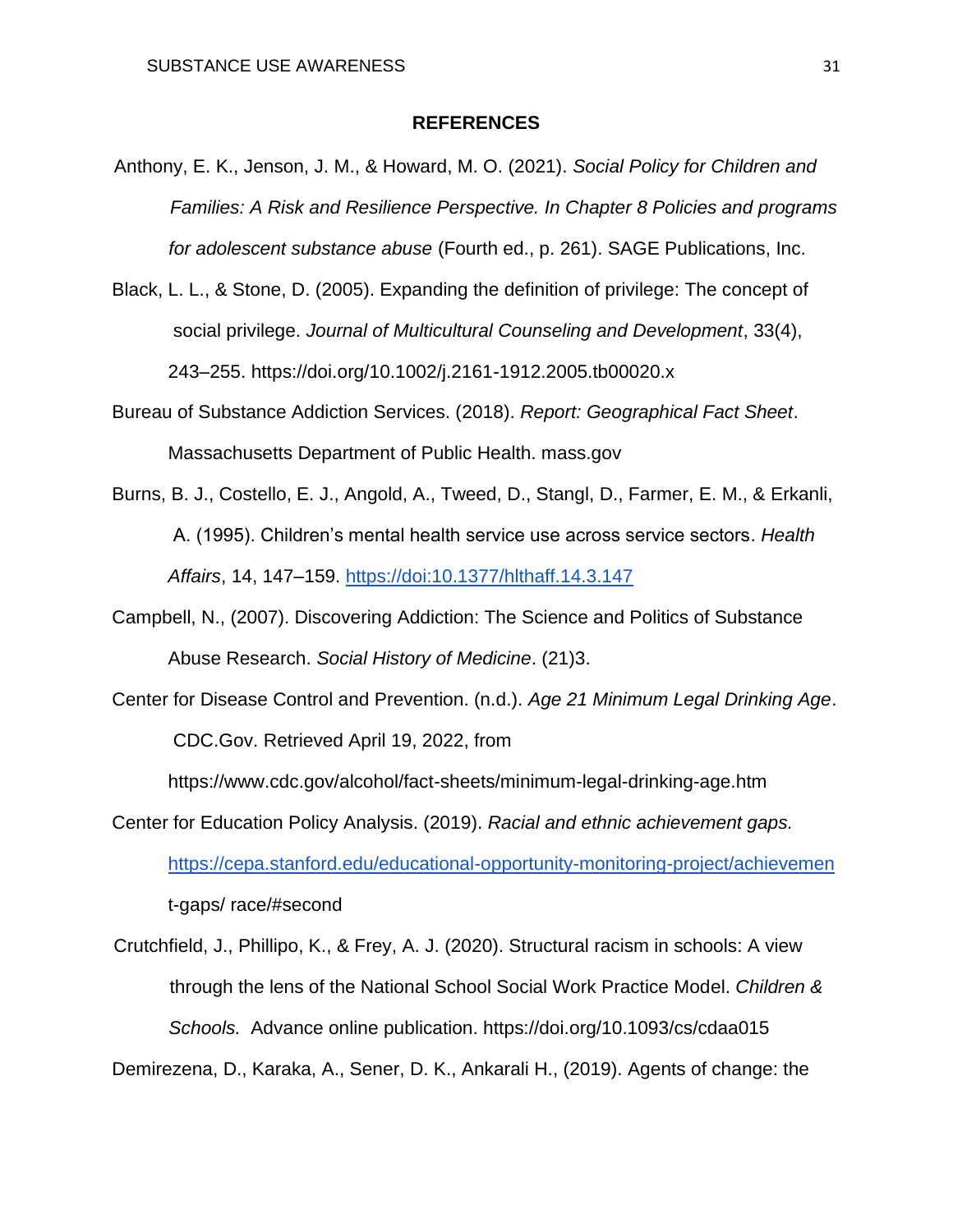# REFERENCES

Anthony, E. K., Jenson, J. M., & Howard, M. O. (2021). *Social Policy for Children and Families: A Risk and Resilience Perspective. In Chapter 8 Policies and programs for adolescent substance abuse* (Fourth ed., p. 261). SAGE Publications, Inc.

Black, L. L., & Stone, D. (2005). Expanding the definition of privilege: The concept of social privilege. *Journal of Multicultural Counseling and Development*, 33(4), 243–255. https://doi.org/10.1002/j.2161-1912.2005.tb00020.x

Bureau of Substance Addiction Services. (2018). *Report: Geographical Fact Sheet*. Massachusetts Department of Public Health. mass.gov

Burns, B. J., Costello, E. J., Angold, A., Tweed, D., Stangl, D., Farmer, E. M., & Erkanli, A. (1995). Children's mental health service use across service sectors. *Health Affairs*, 14, 147–159. https://doi:10.1377/hlthaff.14.3.147

Campbell, N., (2007). Discovering Addiction: The Science and Politics of Substance Abuse Research. *Social History of Medicine*. (21)3.

Center for Disease Control and Prevention. (n.d.). *Age 21 Minimum Legal Drinking Age*. CDC.Gov. Retrieved April 19, 2022, from https://www.cdc.gov/alcohol/fact-sheets/minimum-legal-drinking-age.htm

Center for Education Policy Analysis. (2019). *Racial and ethnic achievement gaps.* https://cepa.stanford.edu/educational-opportunity-monitoring-project/achievement-gaps/ race/#second

Crutchfield, J., Phillipo, K., & Frey, A. J. (2020). Structural racism in schools: A view through the lens of the National School Social Work Practice Model. *Children & Schools.* Advance online publication. https://doi.org/10.1093/cs/cdaa015

Demirezena, D., Karaka, A., Sener, D. K., Ankarali H., (2019). Agents of change: the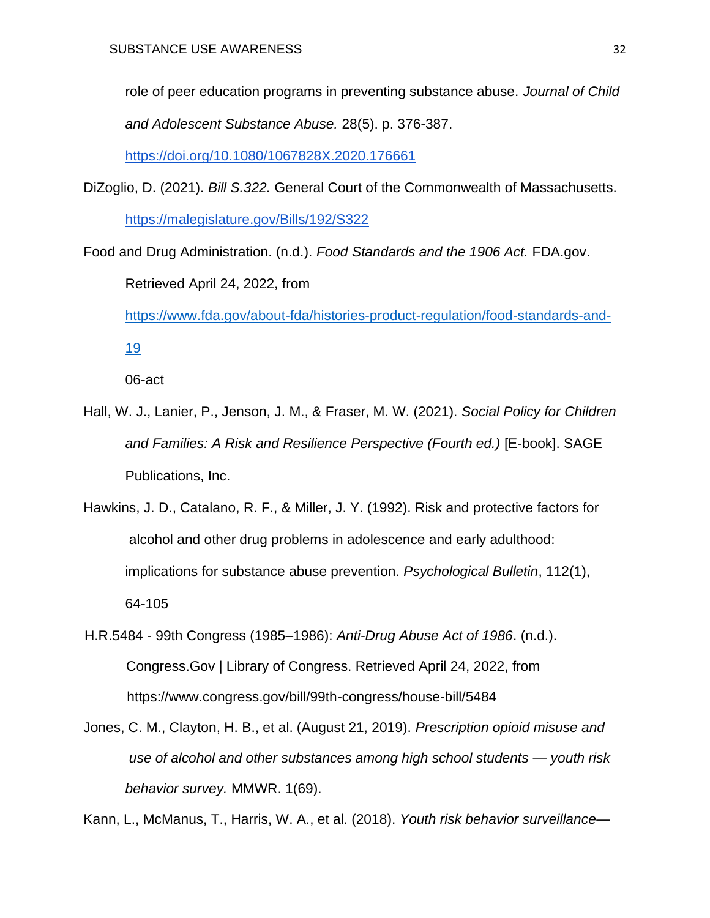role of peer education programs in preventing substance abuse. *Journal of Child and Adolescent Substance Abuse.* 28(5). p. 376-387. https://doi.org/10.1080/1067828X.2020.176661

DiZoglio, D. (2021). *Bill S.322.* General Court of the Commonwealth of Massachusetts. https://malegislature.gov/Bills/192/S322

Food and Drug Administration. (n.d.). *Food Standards and the 1906 Act.* FDA.gov. Retrieved April 24, 2022, from https://www.fda.gov/about-fda/histories-product-regulation/food-standards-and-19

06-act

Hall, W. J., Lanier, P., Jenson, J. M., & Fraser, M. W. (2021). *Social Policy for Children and Families: A Risk and Resilience Perspective (Fourth ed.)* [E-book]. SAGE Publications, Inc.

Hawkins, J. D., Catalano, R. F., & Miller, J. Y. (1992). Risk and protective factors for alcohol and other drug problems in adolescence and early adulthood: implications for substance abuse prevention. *Psychological Bulletin*, 112(1), 64-105

H.R.5484 - 99th Congress (1985–1986): *Anti-Drug Abuse Act of 1986*. (n.d.). Congress.Gov | Library of Congress. Retrieved April 24, 2022, from https://www.congress.gov/bill/99th-congress/house-bill/5484

Jones, C. M., Clayton, H. B., et al. (August 21, 2019). *Prescription opioid misuse and use of alcohol and other substances among high school students — youth risk behavior survey.* MMWR. 1(69).

Kann, L., McManus, T., Harris, W. A., et al. (2018). *Youth risk behavior surveillance—*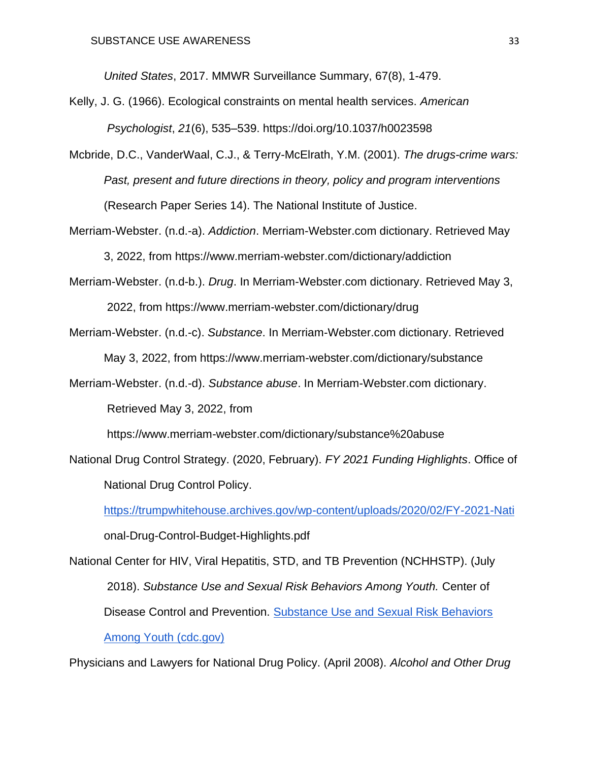*United States*, 2017. MMWR Surveillance Summary, 67(8), 1-479.

Kelly, J. G. (1966). Ecological constraints on mental health services. *American Psychologist*, *21*(6), 535–539. https://doi.org/10.1037/h0023598

Mcbride, D.C., VanderWaal, C.J., & Terry-McElrath, Y.M. (2001). *The drugs-crime wars: Past, present and future directions in theory, policy and program interventions* (Research Paper Series 14). The National Institute of Justice.

Merriam-Webster. (n.d.-a). *Addiction*. Merriam-Webster.com dictionary. Retrieved May 3, 2022, from https://www.merriam-webster.com/dictionary/addiction

Merriam-Webster. (n.d-b.). *Drug*. In Merriam-Webster.com dictionary. Retrieved May 3, 2022, from https://www.merriam-webster.com/dictionary/drug

Merriam-Webster. (n.d.-c). *Substance*. In Merriam-Webster.com dictionary. Retrieved May 3, 2022, from https://www.merriam-webster.com/dictionary/substance

Merriam-Webster. (n.d.-d). *Substance abuse*. In Merriam-Webster.com dictionary. Retrieved May 3, 2022, from https://www.merriam-webster.com/dictionary/substance%20abuse

National Drug Control Strategy. (2020, February). *FY 2021 Funding Highlights*. Office of National Drug Control Policy. https://trumpwhitehouse.archives.gov/wp-content/uploads/2020/02/FY-2021-National-Drug-Control-Budget-Highlights.pdf

National Center for HIV, Viral Hepatitis, STD, and TB Prevention (NCHHSTP). (July 2018). *Substance Use and Sexual Risk Behaviors Among Youth.* Center of Disease Control and Prevention. Substance Use and Sexual Risk Behaviors Among Youth (cdc.gov)

Physicians and Lawyers for National Drug Policy. (April 2008). *Alcohol and Other Drug*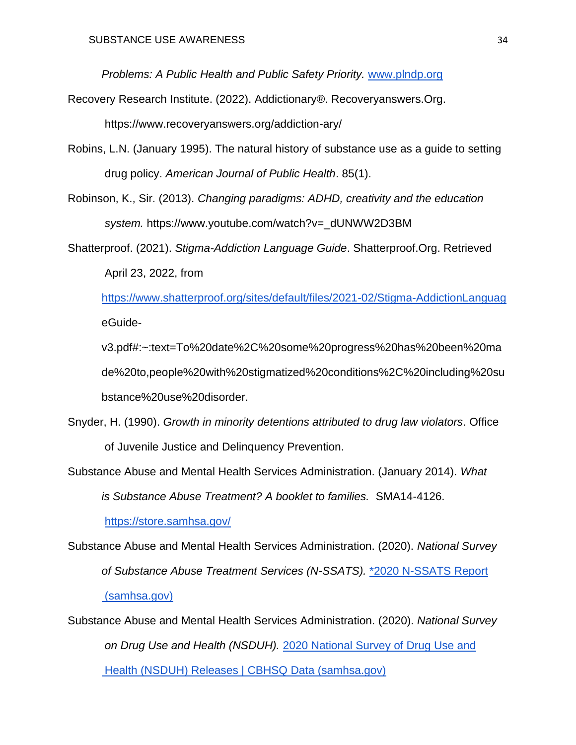*Problems: A Public Health and Public Safety Priority.* www.plndp.org

Recovery Research Institute. (2022). Addictionary®. Recoveryanswers.Org. https://www.recoveryanswers.org/addiction-ary/

Robins, L.N. (January 1995). The natural history of substance use as a guide to setting drug policy. *American Journal of Public Health*. 85(1).

Robinson, K., Sir. (2013). *Changing paradigms: ADHD, creativity and the education system.* https://www.youtube.com/watch?v=_dUNWW2D3BM

Shatterproof. (2021). *Stigma-Addiction Language Guide*. Shatterproof.Org. Retrieved April 23, 2022, from https://www.shatterproof.org/sites/default/files/2021-02/Stigma-AddictionLanguageGuide-v3.pdf#:~:text=To%20date%2C%20some%20progress%20has%20been%20made%20to,people%20with%20stigmatized%20conditions%2C%20including%20substance%20use%20disorder.

Snyder, H. (1990). *Growth in minority detentions attributed to drug law violators*. Office of Juvenile Justice and Delinquency Prevention.

Substance Abuse and Mental Health Services Administration. (January 2014). *What is Substance Abuse Treatment? A booklet to families.* SMA14-4126. https://store.samhsa.gov/

Substance Abuse and Mental Health Services Administration. (2020). *National Survey of Substance Abuse Treatment Services (N-SSATS).* *2020 N-SSATS Report (samhsa.gov)

Substance Abuse and Mental Health Services Administration. (2020). *National Survey on Drug Use and Health (NSDUH).* 2020 National Survey of Drug Use and Health (NSDUH) Releases | CBHSQ Data (samhsa.gov)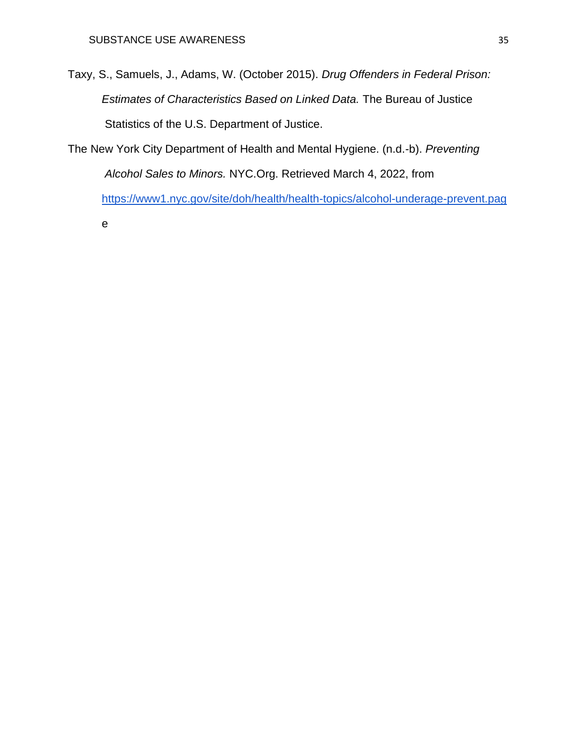Taxy, S., Samuels, J., Adams, W. (October 2015). *Drug Offenders in Federal Prison: Estimates of Characteristics Based on Linked Data.* The Bureau of Justice Statistics of the U.S. Department of Justice.

The New York City Department of Health and Mental Hygiene. (n.d.-b). *Preventing Alcohol Sales to Minors.* NYC.Org. Retrieved March 4, 2022, from https://www1.nyc.gov/site/doh/health/health-topics/alcohol-underage-prevent.page